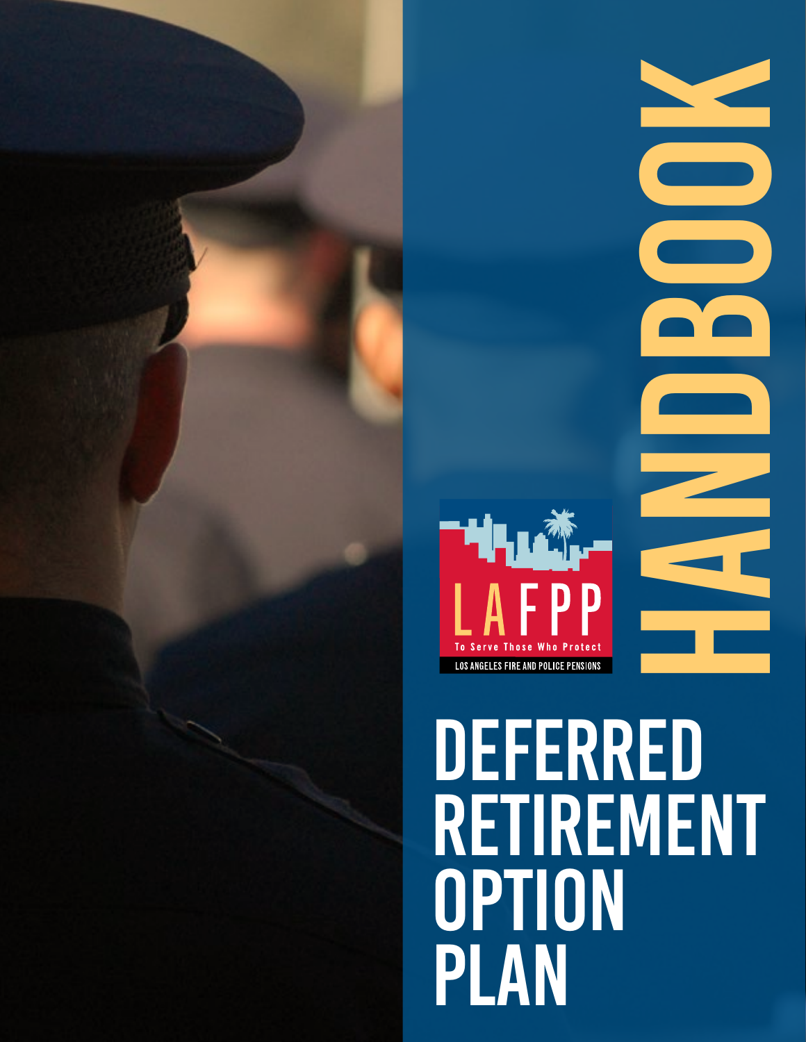# HANDBOOK

LAFPP

To Serve Those Who Protect

LOS ANGELES FIRE AND POLICE PENSIONS

# DEFERRED RETIREMENT OPTION PLAN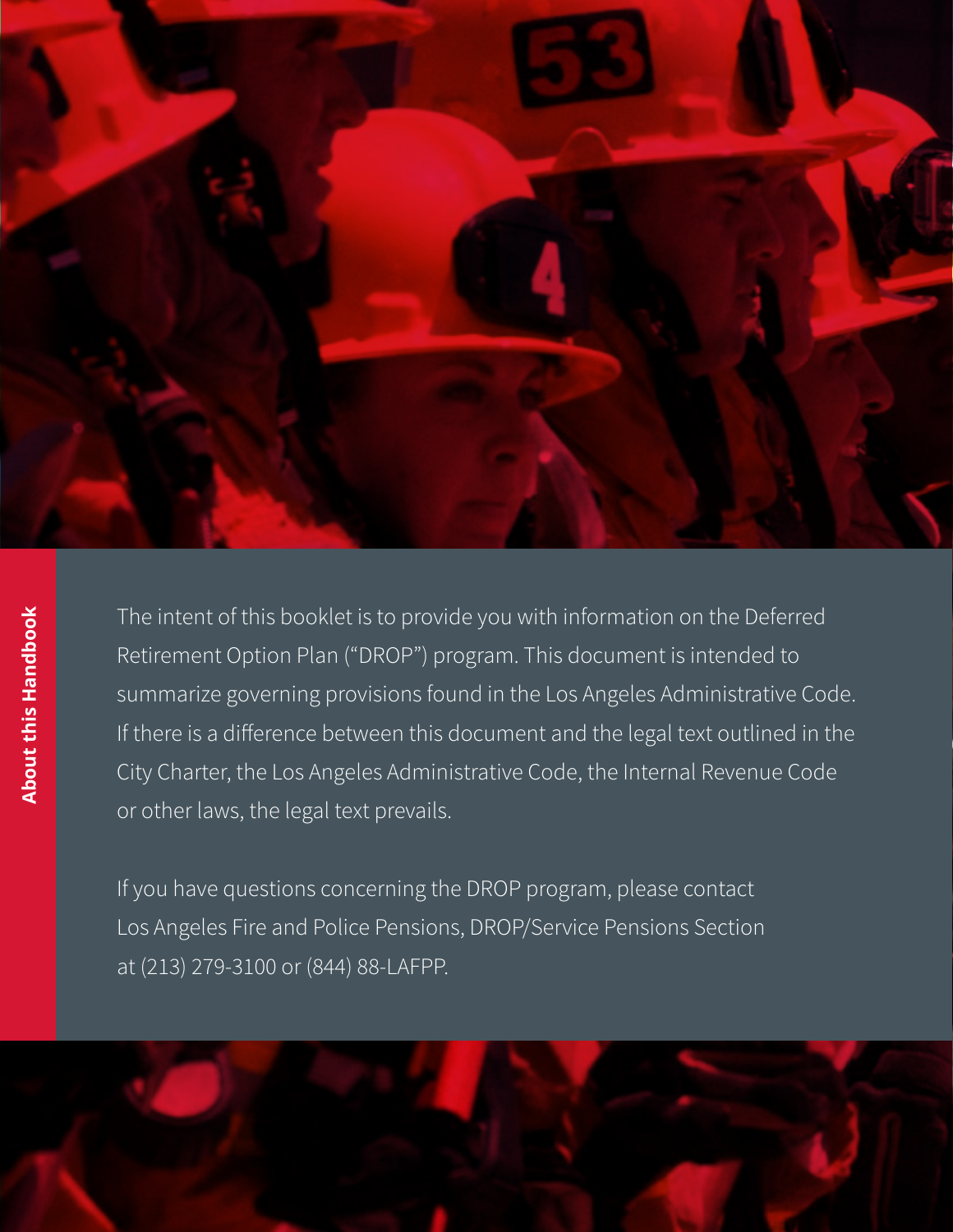## About this Handbook

The intent of this booklet is to provide you with information on the Deferred Retirement Option Plan ("DROP") program. This document is intended to summarize governing provisions found in the Los Angeles Administrative Code. If there is a difference between this document and the legal text outlined in the City Charter, the Los Angeles Administrative Code, the Internal Revenue Code or other laws, the legal text prevails.

If you have questions concerning the DROP program, please contact Los Angeles Fire and Police Pensions, DROP/Service Pensions Section at (213) 279-3100 or (844) 88-LAFPP.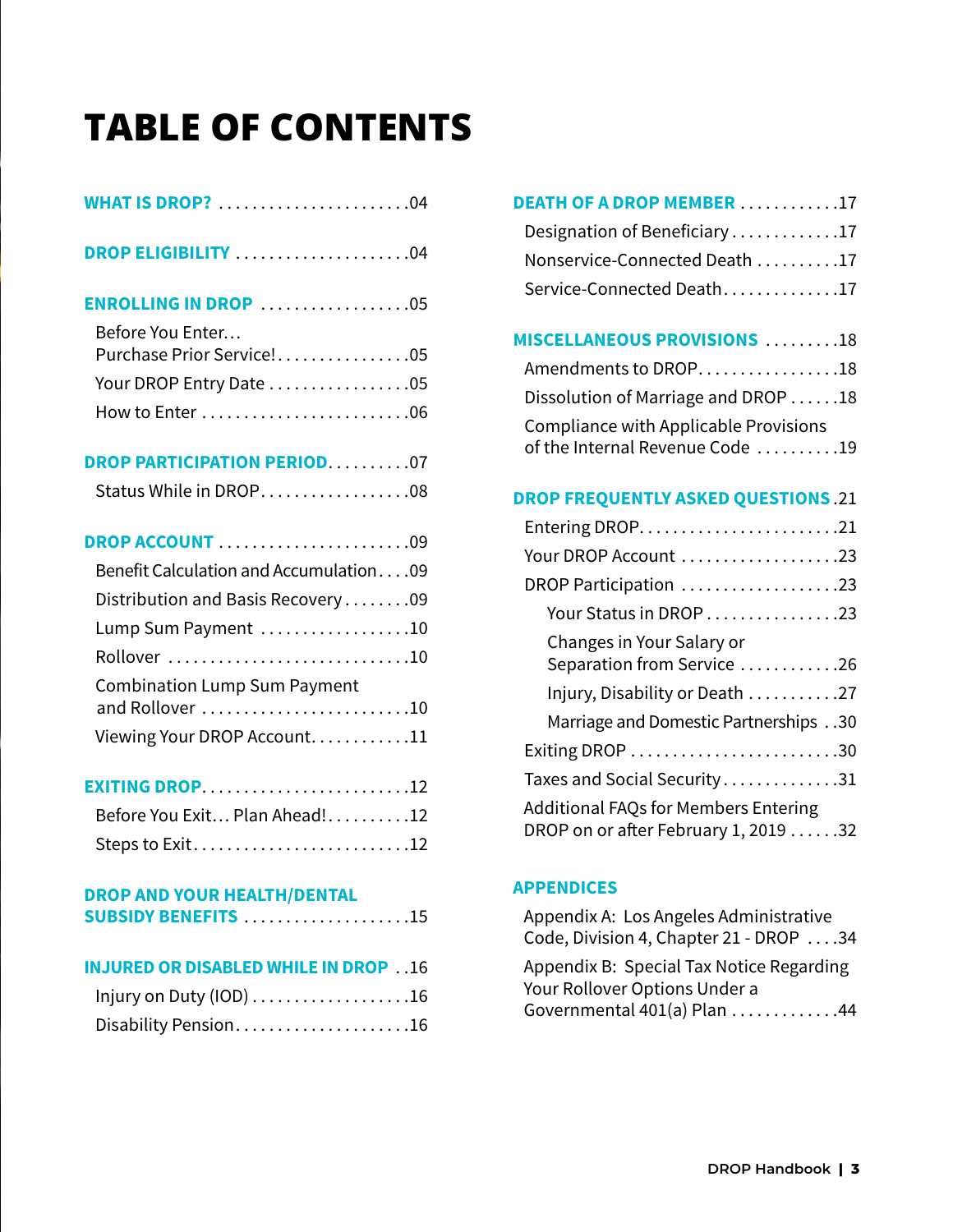# TABLE OF CONTENTS

**WHAT IS DROP?** ........................04

**DROP ELIGIBILITY** .....................04

**ENROLLING IN DROP** ..................05

- Before You Enter… Purchase Prior Service! ................05
- Your DROP Entry Date .................05
- How to Enter .........................06

**DROP PARTICIPATION PERIOD**..........07

- Status While in DROP..................08

**DROP ACCOUNT** .......................09

- Benefit Calculation and Accumulation....09
- Distribution and Basis Recovery........09
- Lump Sum Payment ..................10
- Rollover ............................10
- Combination Lump Sum Payment and Rollover .........................10
- Viewing Your DROP Account............11

**EXITING DROP**.........................12

- Before You Exit… Plan Ahead!..........12
- Steps to Exit..........................12

**DROP AND YOUR HEALTH/DENTAL SUBSIDY BENEFITS** ....................15

**INJURED OR DISABLED WHILE IN DROP** ..16

- Injury on Duty (IOD) ...................16
- Disability Pension.....................16

**DEATH OF A DROP MEMBER** ............17

- Designation of Beneficiary.............17
- Nonservice-Connected Death ..........17
- Service-Connected Death..............17

**MISCELLANEOUS PROVISIONS** .........18

- Amendments to DROP.................18
- Dissolution of Marriage and DROP ......18
- Compliance with Applicable Provisions of the Internal Revenue Code ..........19

**DROP FREQUENTLY ASKED QUESTIONS**.21

- Entering DROP........................21
- Your DROP Account ...................23
- DROP Participation ...................23
  - Your Status in DROP ................23
  - Changes in Your Salary or Separation from Service ............26
  - Injury, Disability or Death ...........27
  - Marriage and Domestic Partnerships ..30
- Exiting DROP .........................30
- Taxes and Social Security..............31
- Additional FAQs for Members Entering DROP on or after February 1, 2019 ......32

**APPENDICES**

- Appendix A: Los Angeles Administrative Code, Division 4, Chapter 21 - DROP ....34
- Appendix B: Special Tax Notice Regarding Your Rollover Options Under a Governmental 401(a) Plan .............44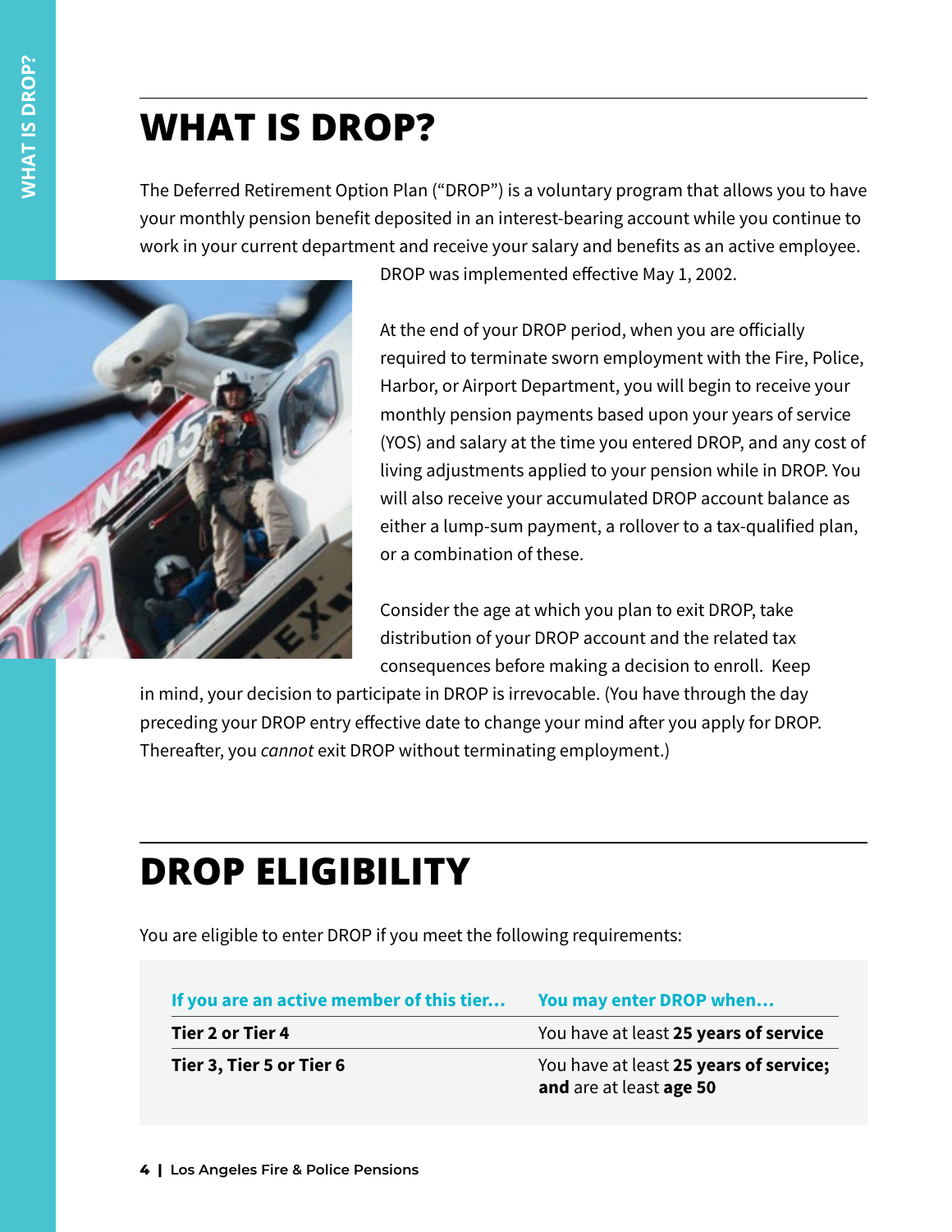# WHAT IS DROP?

The Deferred Retirement Option Plan ("DROP") is a voluntary program that allows you to have your monthly pension benefit deposited in an interest-bearing account while you continue to work in your current department and receive your salary and benefits as an active employee. DROP was implemented effective May 1, 2002.

At the end of your DROP period, when you are officially required to terminate sworn employment with the Fire, Police, Harbor, or Airport Department, you will begin to receive your monthly pension payments based upon your years of service (YOS) and salary at the time you entered DROP, and any cost of living adjustments applied to your pension while in DROP. You will also receive your accumulated DROP account balance as either a lump-sum payment, a rollover to a tax-qualified plan, or a combination of these.

Consider the age at which you plan to exit DROP, take distribution of your DROP account and the related tax consequences before making a decision to enroll. Keep in mind, your decision to participate in DROP is irrevocable. (You have through the day preceding your DROP entry effective date to change your mind after you apply for DROP. Thereafter, you *cannot* exit DROP without terminating employment.)

# DROP ELIGIBILITY

You are eligible to enter DROP if you meet the following requirements:

| If you are an active member of this tier... | You may enter DROP when... |
|---|---|
| **Tier 2 or Tier 4** | You have at least **25 years of service** |
| **Tier 3, Tier 5 or Tier 6** | You have at least **25 years of service; and** are at least **age 50** |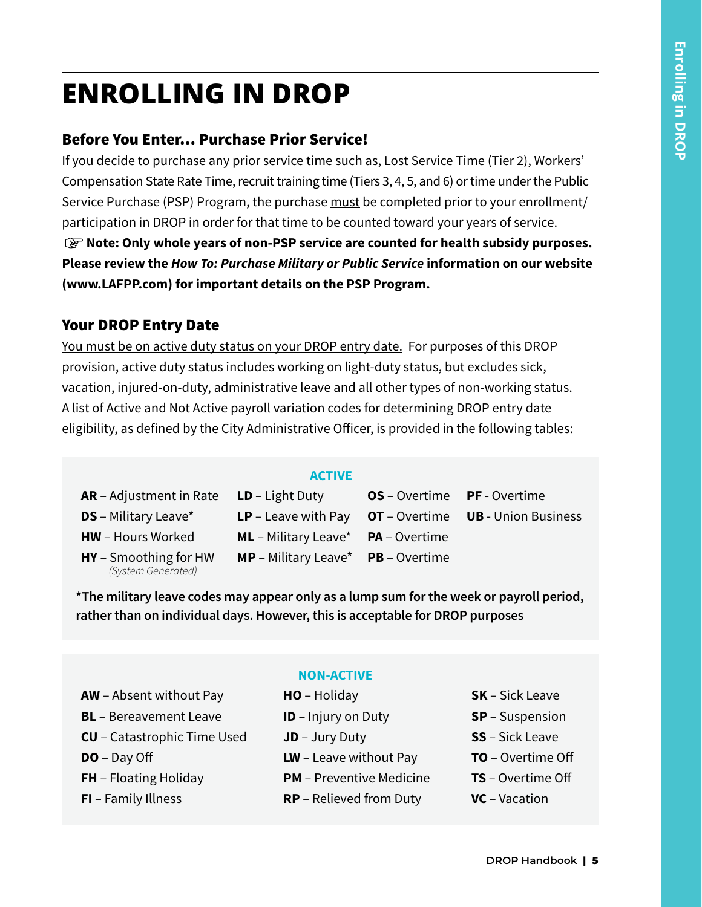# ENROLLING IN DROP

## Before You Enter… Purchase Prior Service!

If you decide to purchase any prior service time such as, Lost Service Time (Tier 2), Workers' Compensation State Rate Time, recruit training time (Tiers 3, 4, 5, and 6) or time under the Public Service Purchase (PSP) Program, the purchase must be completed prior to your enrollment/participation in DROP in order for that time to be counted toward your years of service.

☞ **Note: Only whole years of non-PSP service are counted for health subsidy purposes. Please review the *How To: Purchase Military or Public Service* information on our website (www.LAFPP.com) for important details on the PSP Program.**

## Your DROP Entry Date

You must be on active duty status on your DROP entry date. For purposes of this DROP provision, active duty status includes working on light-duty status, but excludes sick, vacation, injured-on-duty, administrative leave and all other types of non-working status. A list of Active and Not Active payroll variation codes for determining DROP entry date eligibility, as defined by the City Administrative Officer, is provided in the following tables:

**ACTIVE**

| | | | |
|---|---|---|---|
| **AR** – Adjustment in Rate | **LD** – Light Duty | **OS** – Overtime | **PF** - Overtime |
| **DS** – Military Leave* | **LP** – Leave with Pay | **OT** – Overtime | **UB** - Union Business |
| **HW** – Hours Worked | **ML** – Military Leave* | **PA** – Overtime | |
| **HY** – Smoothing for HW *(System Generated)* | **MP** – Military Leave* | **PB** – Overtime | |

**\*The military leave codes may appear only as a lump sum for the week or payroll period, rather than on individual days. However, this is acceptable for DROP purposes**

**NON-ACTIVE**

| | | |
|---|---|---|
| **AW** – Absent without Pay | **HO** – Holiday | **SK** – Sick Leave |
| **BL** – Bereavement Leave | **ID** – Injury on Duty | **SP** – Suspension |
| **CU** – Catastrophic Time Used | **JD** – Jury Duty | **SS** – Sick Leave |
| **DO** – Day Off | **LW** – Leave without Pay | **TO** – Overtime Off |
| **FH** – Floating Holiday | **PM** – Preventive Medicine | **TS** – Overtime Off |
| **FI** – Family Illness | **RP** – Relieved from Duty | **VC** – Vacation |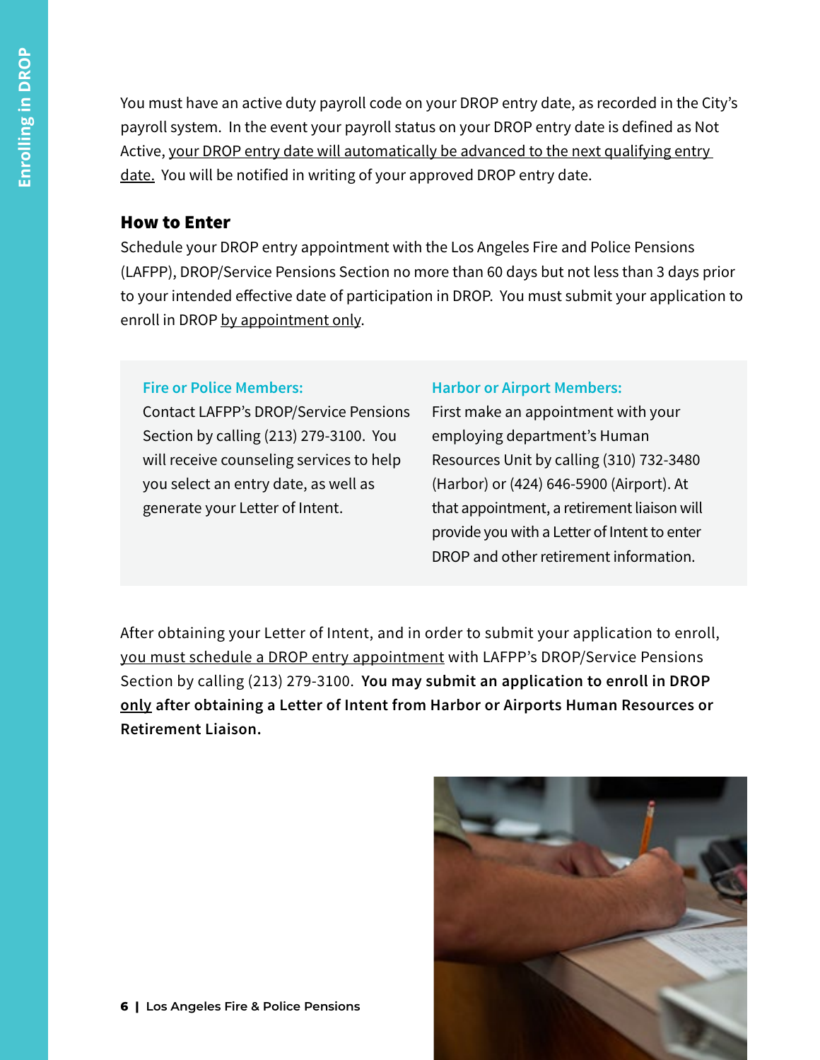You must have an active duty payroll code on your DROP entry date, as recorded in the City's payroll system. In the event your payroll status on your DROP entry date is defined as Not Active, your DROP entry date will automatically be advanced to the next qualifying entry date. You will be notified in writing of your approved DROP entry date.

### How to Enter

Schedule your DROP entry appointment with the Los Angeles Fire and Police Pensions (LAFPP), DROP/Service Pensions Section no more than 60 days but not less than 3 days prior to your intended effective date of participation in DROP. You must submit your application to enroll in DROP by appointment only.

**Fire or Police Members:**
Contact LAFPP's DROP/Service Pensions Section by calling (213) 279-3100. You will receive counseling services to help you select an entry date, as well as generate your Letter of Intent.

**Harbor or Airport Members:**
First make an appointment with your employing department's Human Resources Unit by calling (310) 732-3480 (Harbor) or (424) 646-5900 (Airport). At that appointment, a retirement liaison will provide you with a Letter of Intent to enter DROP and other retirement information.

After obtaining your Letter of Intent, and in order to submit your application to enroll, you must schedule a DROP entry appointment with LAFPP's DROP/Service Pensions Section by calling (213) 279-3100. **You may submit an application to enroll in DROP only after obtaining a Letter of Intent from Harbor or Airports Human Resources or Retirement Liaison.**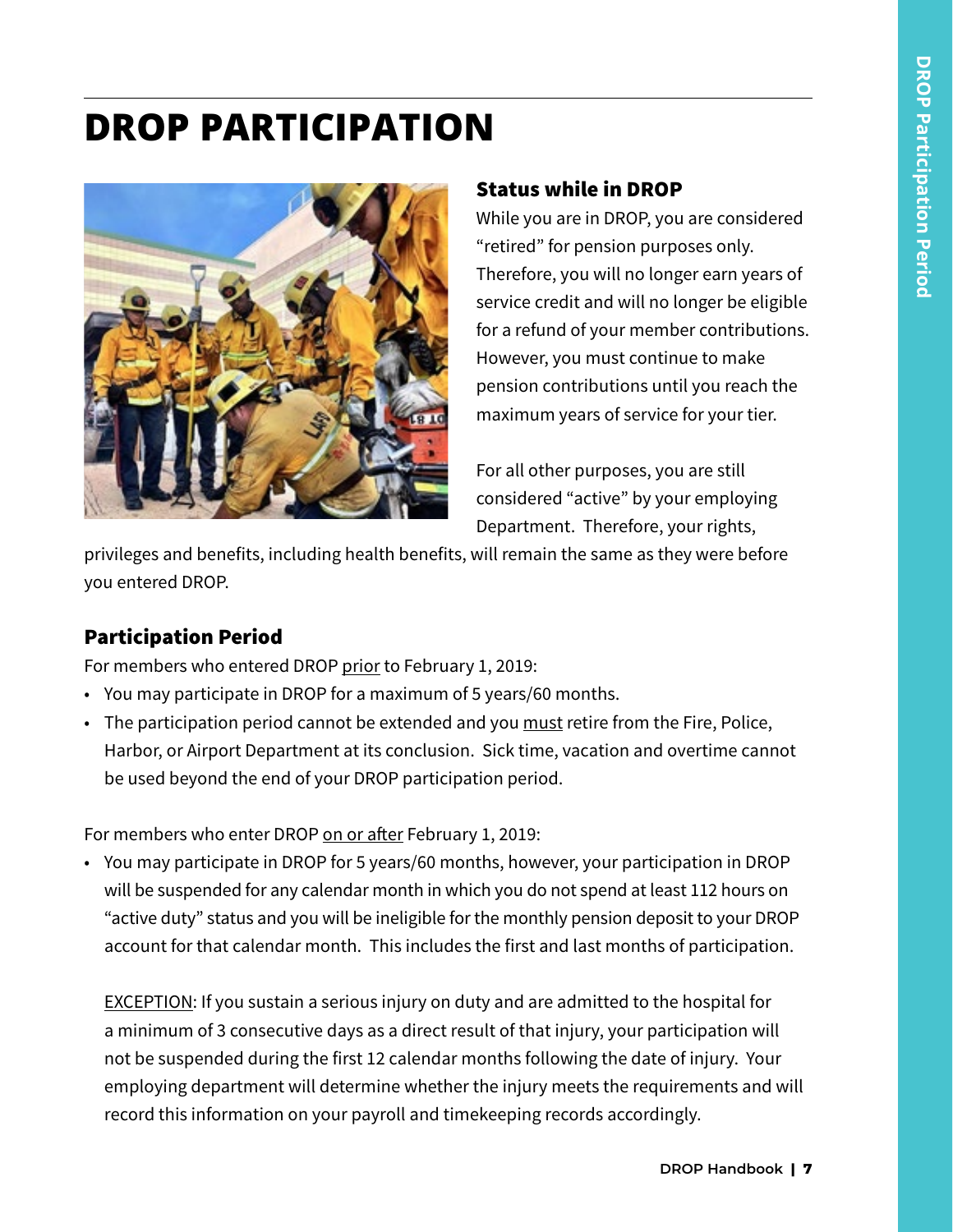# DROP PARTICIPATION

### Status while in DROP

While you are in DROP, you are considered "retired" for pension purposes only. Therefore, you will no longer earn years of service credit and will no longer be eligible for a refund of your member contributions. However, you must continue to make pension contributions until you reach the maximum years of service for your tier.

For all other purposes, you are still considered "active" by your employing Department. Therefore, your rights, privileges and benefits, including health benefits, will remain the same as they were before you entered DROP.

### Participation Period

For members who entered DROP prior to February 1, 2019:

- You may participate in DROP for a maximum of 5 years/60 months.
- The participation period cannot be extended and you must retire from the Fire, Police, Harbor, or Airport Department at its conclusion. Sick time, vacation and overtime cannot be used beyond the end of your DROP participation period.

For members who enter DROP on or after February 1, 2019:

- You may participate in DROP for 5 years/60 months, however, your participation in DROP will be suspended for any calendar month in which you do not spend at least 112 hours on "active duty" status and you will be ineligible for the monthly pension deposit to your DROP account for that calendar month. This includes the first and last months of participation.

  EXCEPTION: If you sustain a serious injury on duty and are admitted to the hospital for a minimum of 3 consecutive days as a direct result of that injury, your participation will not be suspended during the first 12 calendar months following the date of injury. Your employing department will determine whether the injury meets the requirements and will record this information on your payroll and timekeeping records accordingly.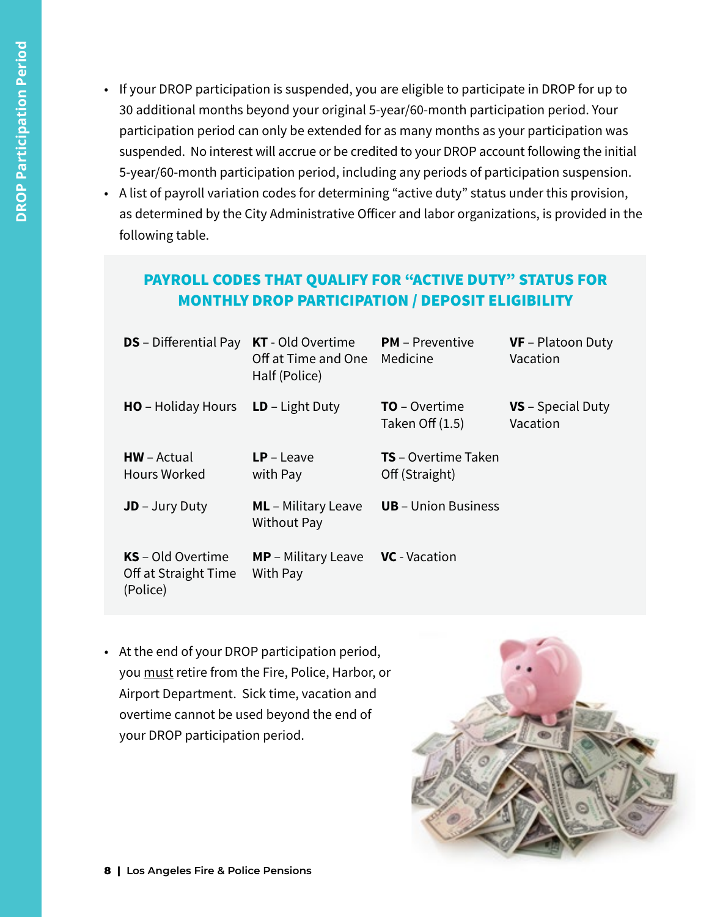- If your DROP participation is suspended, you are eligible to participate in DROP for up to 30 additional months beyond your original 5-year/60-month participation period. Your participation period can only be extended for as many months as your participation was suspended. No interest will accrue or be credited to your DROP account following the initial 5-year/60-month participation period, including any periods of participation suspension.
- A list of payroll variation codes for determining "active duty" status under this provision, as determined by the City Administrative Officer and labor organizations, is provided in the following table.

## PAYROLL CODES THAT QUALIFY FOR "ACTIVE DUTY" STATUS FOR MONTHLY DROP PARTICIPATION / DEPOSIT ELIGIBILITY

| | | | |
|---|---|---|---|
| **DS** – Differential Pay | **KT** - Old Overtime Off at Time and One Half (Police) | **PM** – Preventive Medicine | **VF** – Platoon Duty Vacation |
| **HO** – Holiday Hours | **LD** – Light Duty | **TO** – Overtime Taken Off (1.5) | **VS** – Special Duty Vacation |
| **HW** – Actual Hours Worked | **LP** – Leave with Pay | **TS** – Overtime Taken Off (Straight) | |
| **JD** – Jury Duty | **ML** – Military Leave Without Pay | **UB** – Union Business | |
| **KS** – Old Overtime Off at Straight Time (Police) | **MP** – Military Leave With Pay | **VC** - Vacation | |

- At the end of your DROP participation period, you <u>must</u> retire from the Fire, Police, Harbor, or Airport Department. Sick time, vacation and overtime cannot be used beyond the end of your DROP participation period.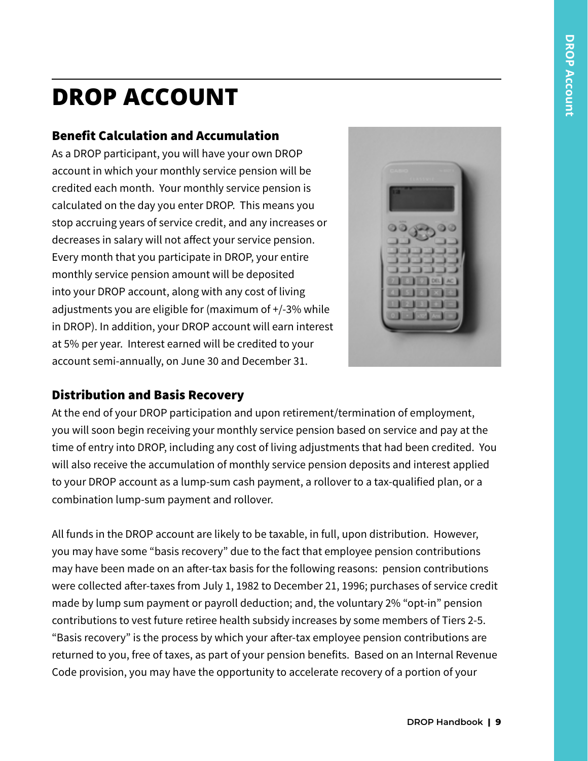# DROP ACCOUNT

## Benefit Calculation and Accumulation

As a DROP participant, you will have your own DROP account in which your monthly service pension will be credited each month. Your monthly service pension is calculated on the day you enter DROP. This means you stop accruing years of service credit, and any increases or decreases in salary will not affect your service pension. Every month that you participate in DROP, your entire monthly service pension amount will be deposited into your DROP account, along with any cost of living adjustments you are eligible for (maximum of +/-3% while in DROP). In addition, your DROP account will earn interest at 5% per year. Interest earned will be credited to your account semi-annually, on June 30 and December 31.

## Distribution and Basis Recovery

At the end of your DROP participation and upon retirement/termination of employment, you will soon begin receiving your monthly service pension based on service and pay at the time of entry into DROP, including any cost of living adjustments that had been credited. You will also receive the accumulation of monthly service pension deposits and interest applied to your DROP account as a lump-sum cash payment, a rollover to a tax-qualified plan, or a combination lump-sum payment and rollover.

All funds in the DROP account are likely to be taxable, in full, upon distribution. However, you may have some "basis recovery" due to the fact that employee pension contributions may have been made on an after-tax basis for the following reasons: pension contributions were collected after-taxes from July 1, 1982 to December 21, 1996; purchases of service credit made by lump sum payment or payroll deduction; and, the voluntary 2% "opt-in" pension contributions to vest future retiree health subsidy increases by some members of Tiers 2-5. "Basis recovery" is the process by which your after-tax employee pension contributions are returned to you, free of taxes, as part of your pension benefits. Based on an Internal Revenue Code provision, you may have the opportunity to accelerate recovery of a portion of your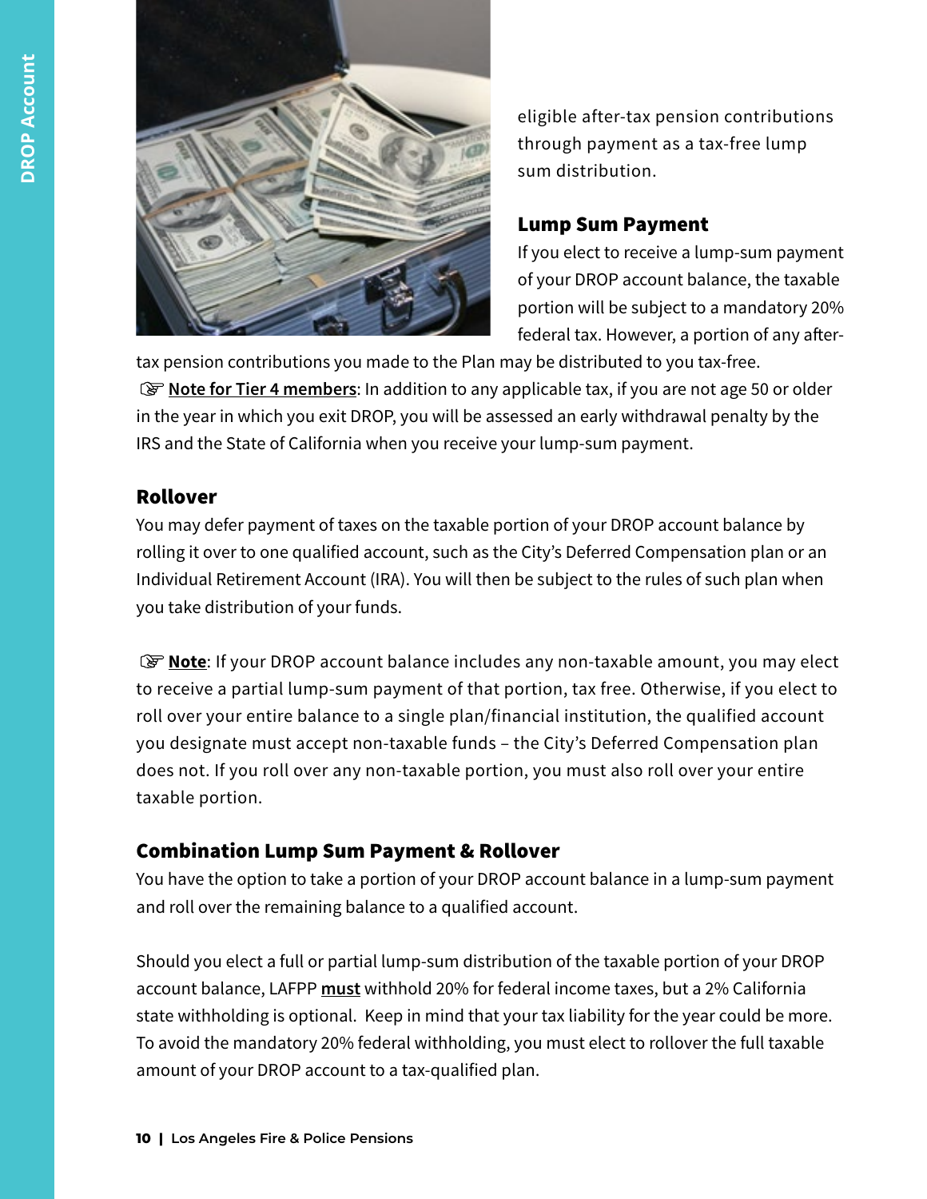eligible after-tax pension contributions through payment as a tax-free lump sum distribution.

### Lump Sum Payment

If you elect to receive a lump-sum payment of your DROP account balance, the taxable portion will be subject to a mandatory 20% federal tax. However, a portion of any after-tax pension contributions you made to the Plan may be distributed to you tax-free.

☞ **Note for Tier 4 members**: In addition to any applicable tax, if you are not age 50 or older in the year in which you exit DROP, you will be assessed an early withdrawal penalty by the IRS and the State of California when you receive your lump-sum payment.

### Rollover

You may defer payment of taxes on the taxable portion of your DROP account balance by rolling it over to one qualified account, such as the City's Deferred Compensation plan or an Individual Retirement Account (IRA). You will then be subject to the rules of such plan when you take distribution of your funds.

☞ **Note**: If your DROP account balance includes any non-taxable amount, you may elect to receive a partial lump-sum payment of that portion, tax free. Otherwise, if you elect to roll over your entire balance to a single plan/financial institution, the qualified account you designate must accept non-taxable funds – the City's Deferred Compensation plan does not. If you roll over any non-taxable portion, you must also roll over your entire taxable portion.

### Combination Lump Sum Payment & Rollover

You have the option to take a portion of your DROP account balance in a lump-sum payment and roll over the remaining balance to a qualified account.

Should you elect a full or partial lump-sum distribution of the taxable portion of your DROP account balance, LAFPP **must** withhold 20% for federal income taxes, but a 2% California state withholding is optional. Keep in mind that your tax liability for the year could be more. To avoid the mandatory 20% federal withholding, you must elect to rollover the full taxable amount of your DROP account to a tax-qualified plan.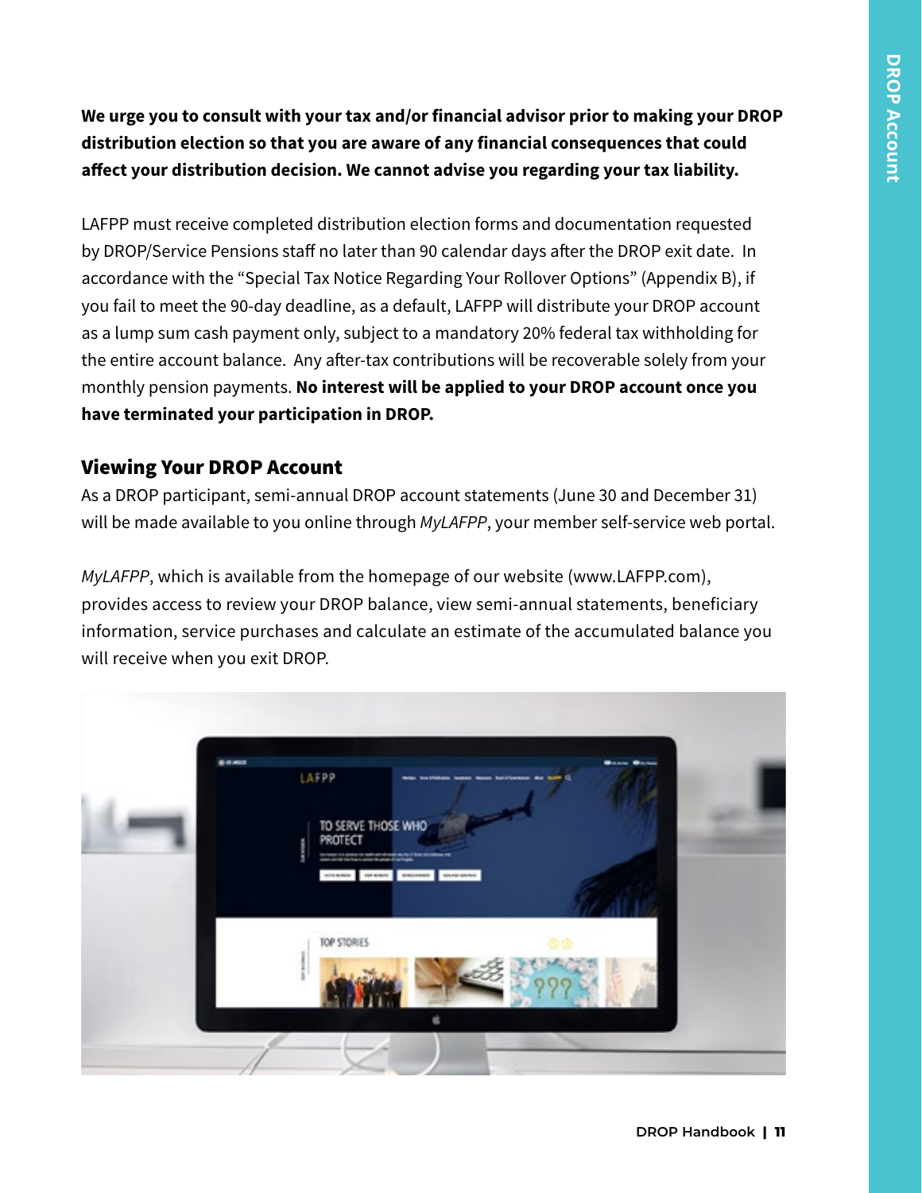**We urge you to consult with your tax and/or financial advisor prior to making your DROP distribution election so that you are aware of any financial consequences that could affect your distribution decision. We cannot advise you regarding your tax liability.**

LAFPP must receive completed distribution election forms and documentation requested by DROP/Service Pensions staff no later than 90 calendar days after the DROP exit date. In accordance with the "Special Tax Notice Regarding Your Rollover Options" (Appendix B), if you fail to meet the 90-day deadline, as a default, LAFPP will distribute your DROP account as a lump sum cash payment only, subject to a mandatory 20% federal tax withholding for the entire account balance. Any after-tax contributions will be recoverable solely from your monthly pension payments. **No interest will be applied to your DROP account once you have terminated your participation in DROP.**

## Viewing Your DROP Account

As a DROP participant, semi-annual DROP account statements (June 30 and December 31) will be made available to you online through *MyLAFPP*, your member self-service web portal.

*MyLAFPP*, which is available from the homepage of our website (www.LAFPP.com), provides access to review your DROP balance, view semi-annual statements, beneficiary information, service purchases and calculate an estimate of the accumulated balance you will receive when you exit DROP.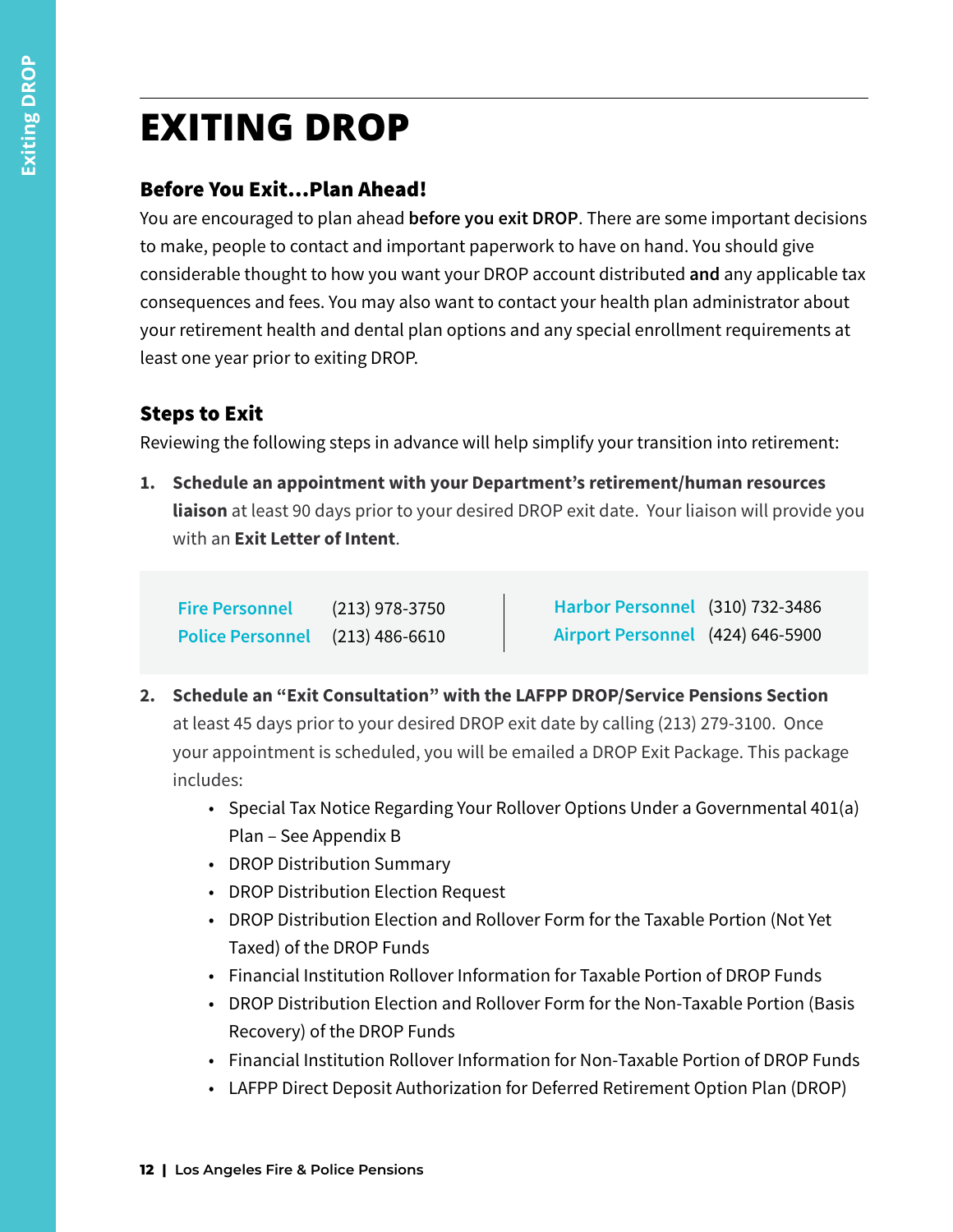# EXITING DROP

### Before You Exit…Plan Ahead!

You are encouraged to plan ahead **before you exit DROP**. There are some important decisions to make, people to contact and important paperwork to have on hand. You should give considerable thought to how you want your DROP account distributed **and** any applicable tax consequences and fees. You may also want to contact your health plan administrator about your retirement health and dental plan options and any special enrollment requirements at least one year prior to exiting DROP.

### Steps to Exit

Reviewing the following steps in advance will help simplify your transition into retirement:

1. **Schedule an appointment with your Department's retirement/human resources liaison** at least 90 days prior to your desired DROP exit date. Your liaison will provide you with an **Exit Letter of Intent**.

| | | | |
|---|---|---|---|
| Fire Personnel | (213) 978-3750 | Harbor Personnel | (310) 732-3486 |
| Police Personnel | (213) 486-6610 | Airport Personnel | (424) 646-5900 |

2. **Schedule an "Exit Consultation" with the LAFPP DROP/Service Pensions Section** at least 45 days prior to your desired DROP exit date by calling (213) 279-3100. Once your appointment is scheduled, you will be emailed a DROP Exit Package. This package includes:
   - Special Tax Notice Regarding Your Rollover Options Under a Governmental 401(a) Plan – See Appendix B
   - DROP Distribution Summary
   - DROP Distribution Election Request
   - DROP Distribution Election and Rollover Form for the Taxable Portion (Not Yet Taxed) of the DROP Funds
   - Financial Institution Rollover Information for Taxable Portion of DROP Funds
   - DROP Distribution Election and Rollover Form for the Non-Taxable Portion (Basis Recovery) of the DROP Funds
   - Financial Institution Rollover Information for Non-Taxable Portion of DROP Funds
   - LAFPP Direct Deposit Authorization for Deferred Retirement Option Plan (DROP)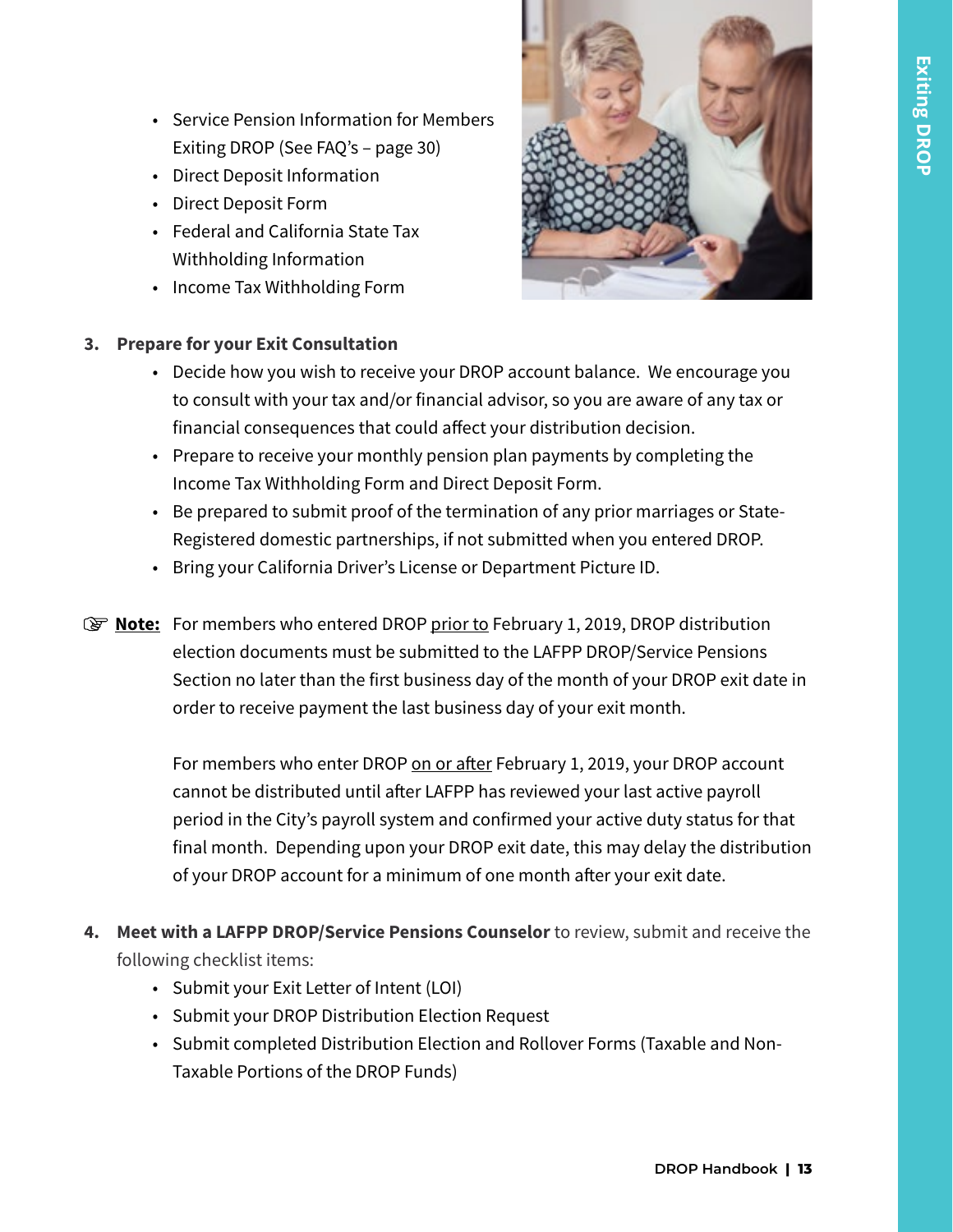- Service Pension Information for Members Exiting DROP (See FAQ's – page 30)
- Direct Deposit Information
- Direct Deposit Form
- Federal and California State Tax Withholding Information
- Income Tax Withholding Form

3. **Prepare for your Exit Consultation**
   - Decide how you wish to receive your DROP account balance. We encourage you to consult with your tax and/or financial advisor, so you are aware of any tax or financial consequences that could affect your distribution decision.
   - Prepare to receive your monthly pension plan payments by completing the Income Tax Withholding Form and Direct Deposit Form.
   - Be prepared to submit proof of the termination of any prior marriages or State-Registered domestic partnerships, if not submitted when you entered DROP.
   - Bring your California Driver's License or Department Picture ID.

☞ **Note:** For members who entered DROP prior to February 1, 2019, DROP distribution election documents must be submitted to the LAFPP DROP/Service Pensions Section no later than the first business day of the month of your DROP exit date in order to receive payment the last business day of your exit month.

For members who enter DROP on or after February 1, 2019, your DROP account cannot be distributed until after LAFPP has reviewed your last active payroll period in the City's payroll system and confirmed your active duty status for that final month. Depending upon your DROP exit date, this may delay the distribution of your DROP account for a minimum of one month after your exit date.

4. **Meet with a LAFPP DROP/Service Pensions Counselor** to review, submit and receive the following checklist items:
   - Submit your Exit Letter of Intent (LOI)
   - Submit your DROP Distribution Election Request
   - Submit completed Distribution Election and Rollover Forms (Taxable and Non-Taxable Portions of the DROP Funds)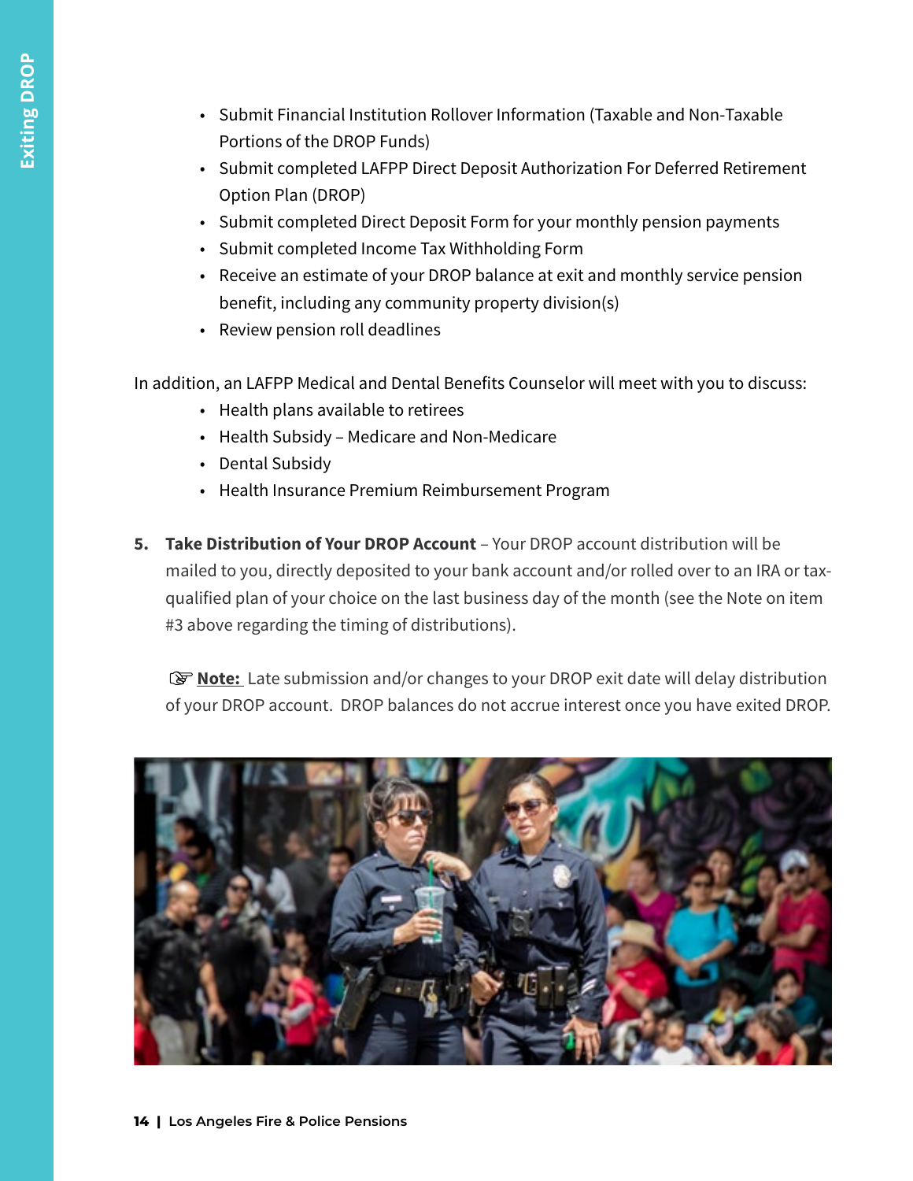- Submit Financial Institution Rollover Information (Taxable and Non-Taxable Portions of the DROP Funds)
- Submit completed LAFPP Direct Deposit Authorization For Deferred Retirement Option Plan (DROP)
- Submit completed Direct Deposit Form for your monthly pension payments
- Submit completed Income Tax Withholding Form
- Receive an estimate of your DROP balance at exit and monthly service pension benefit, including any community property division(s)
- Review pension roll deadlines

In addition, an LAFPP Medical and Dental Benefits Counselor will meet with you to discuss:

- Health plans available to retirees
- Health Subsidy – Medicare and Non-Medicare
- Dental Subsidy
- Health Insurance Premium Reimbursement Program

5. **Take Distribution of Your DROP Account** – Your DROP account distribution will be mailed to you, directly deposited to your bank account and/or rolled over to an IRA or tax-qualified plan of your choice on the last business day of the month (see the Note on item #3 above regarding the timing of distributions).

   ☞ **Note:** Late submission and/or changes to your DROP exit date will delay distribution of your DROP account. DROP balances do not accrue interest once you have exited DROP.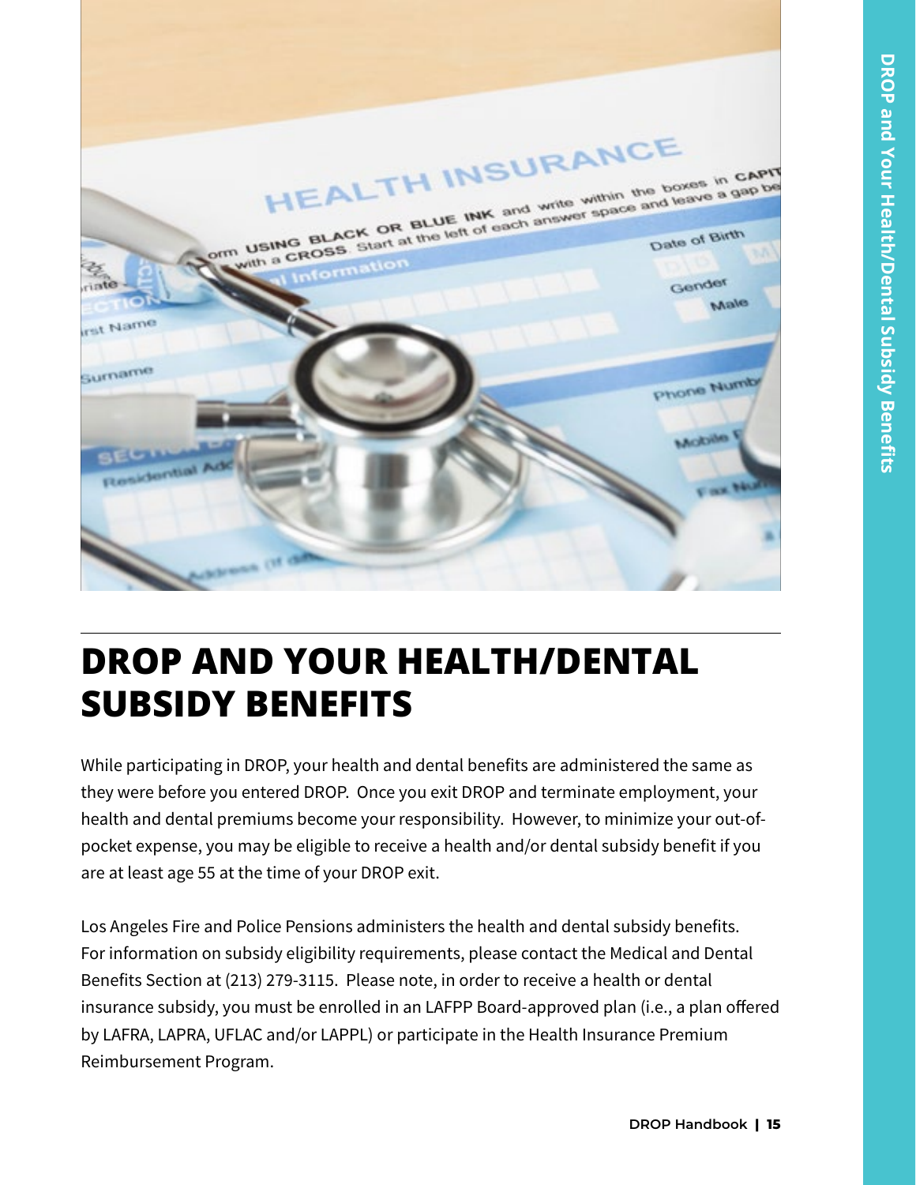# DROP AND YOUR HEALTH/DENTAL SUBSIDY BENEFITS

While participating in DROP, your health and dental benefits are administered the same as they were before you entered DROP. Once you exit DROP and terminate employment, your health and dental premiums become your responsibility. However, to minimize your out-of-pocket expense, you may be eligible to receive a health and/or dental subsidy benefit if you are at least age 55 at the time of your DROP exit.

Los Angeles Fire and Police Pensions administers the health and dental subsidy benefits. For information on subsidy eligibility requirements, please contact the Medical and Dental Benefits Section at (213) 279-3115. Please note, in order to receive a health or dental insurance subsidy, you must be enrolled in an LAFPP Board-approved plan (i.e., a plan offered by LAFRA, LAPRA, UFLAC and/or LAPPL) or participate in the Health Insurance Premium Reimbursement Program.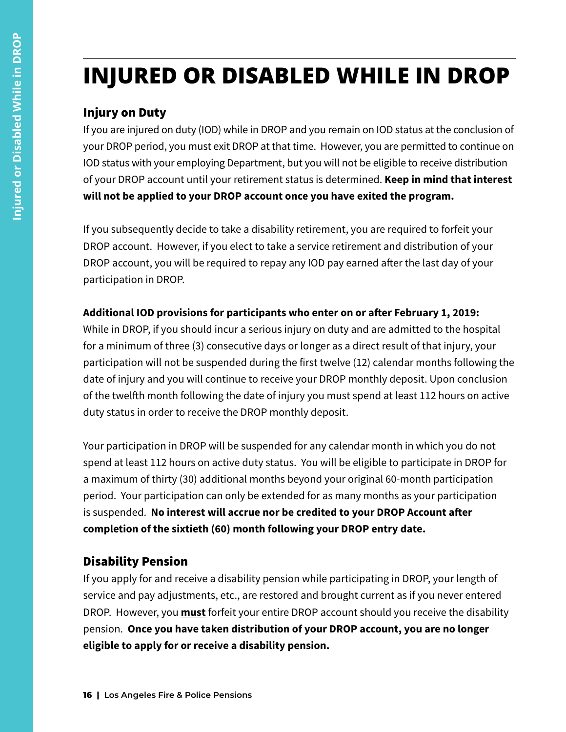# INJURED OR DISABLED WHILE IN DROP

## Injury on Duty

If you are injured on duty (IOD) while in DROP and you remain on IOD status at the conclusion of your DROP period, you must exit DROP at that time. However, you are permitted to continue on IOD status with your employing Department, but you will not be eligible to receive distribution of your DROP account until your retirement status is determined. **Keep in mind that interest will not be applied to your DROP account once you have exited the program.**

If you subsequently decide to take a disability retirement, you are required to forfeit your DROP account. However, if you elect to take a service retirement and distribution of your DROP account, you will be required to repay any IOD pay earned after the last day of your participation in DROP.

**Additional IOD provisions for participants who enter on or after February 1, 2019:**
While in DROP, if you should incur a serious injury on duty and are admitted to the hospital for a minimum of three (3) consecutive days or longer as a direct result of that injury, your participation will not be suspended during the first twelve (12) calendar months following the date of injury and you will continue to receive your DROP monthly deposit. Upon conclusion of the twelfth month following the date of injury you must spend at least 112 hours on active duty status in order to receive the DROP monthly deposit.

Your participation in DROP will be suspended for any calendar month in which you do not spend at least 112 hours on active duty status. You will be eligible to participate in DROP for a maximum of thirty (30) additional months beyond your original 60-month participation period. Your participation can only be extended for as many months as your participation is suspended. **No interest will accrue nor be credited to your DROP Account after completion of the sixtieth (60) month following your DROP entry date.**

## Disability Pension

If you apply for and receive a disability pension while participating in DROP, your length of service and pay adjustments, etc., are restored and brought current as if you never entered DROP. However, you **must** forfeit your entire DROP account should you receive the disability pension. **Once you have taken distribution of your DROP account, you are no longer eligible to apply for or receive a disability pension.**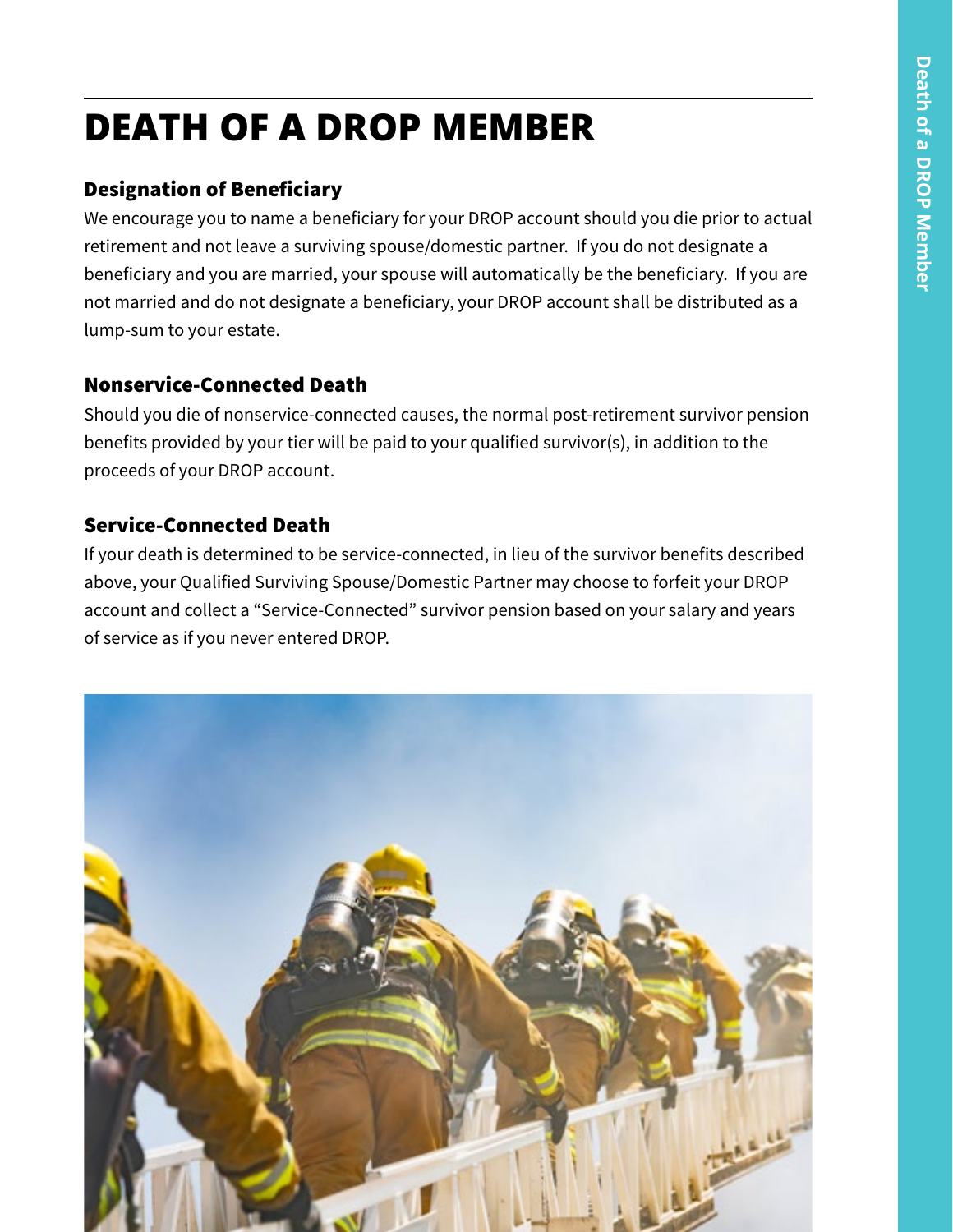# DEATH OF A DROP MEMBER

## Designation of Beneficiary

We encourage you to name a beneficiary for your DROP account should you die prior to actual retirement and not leave a surviving spouse/domestic partner. If you do not designate a beneficiary and you are married, your spouse will automatically be the beneficiary. If you are not married and do not designate a beneficiary, your DROP account shall be distributed as a lump-sum to your estate.

## Nonservice-Connected Death

Should you die of nonservice-connected causes, the normal post-retirement survivor pension benefits provided by your tier will be paid to your qualified survivor(s), in addition to the proceeds of your DROP account.

## Service-Connected Death

If your death is determined to be service-connected, in lieu of the survivor benefits described above, your Qualified Surviving Spouse/Domestic Partner may choose to forfeit your DROP account and collect a "Service-Connected" survivor pension based on your salary and years of service as if you never entered DROP.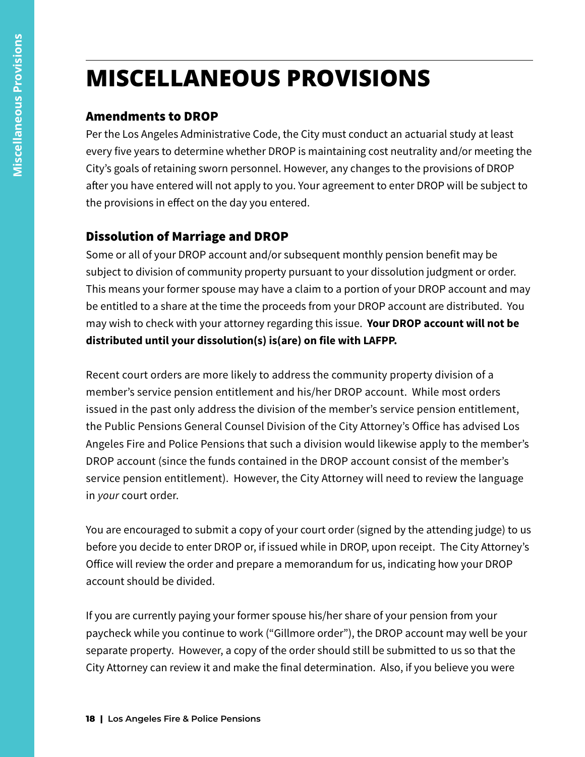# MISCELLANEOUS PROVISIONS

### Amendments to DROP

Per the Los Angeles Administrative Code, the City must conduct an actuarial study at least every five years to determine whether DROP is maintaining cost neutrality and/or meeting the City's goals of retaining sworn personnel. However, any changes to the provisions of DROP after you have entered will not apply to you. Your agreement to enter DROP will be subject to the provisions in effect on the day you entered.

### Dissolution of Marriage and DROP

Some or all of your DROP account and/or subsequent monthly pension benefit may be subject to division of community property pursuant to your dissolution judgment or order. This means your former spouse may have a claim to a portion of your DROP account and may be entitled to a share at the time the proceeds from your DROP account are distributed. You may wish to check with your attorney regarding this issue. **Your DROP account will not be distributed until your dissolution(s) is(are) on file with LAFPP.**

Recent court orders are more likely to address the community property division of a member's service pension entitlement and his/her DROP account. While most orders issued in the past only address the division of the member's service pension entitlement, the Public Pensions General Counsel Division of the City Attorney's Office has advised Los Angeles Fire and Police Pensions that such a division would likewise apply to the member's DROP account (since the funds contained in the DROP account consist of the member's service pension entitlement). However, the City Attorney will need to review the language in *your* court order.

You are encouraged to submit a copy of your court order (signed by the attending judge) to us before you decide to enter DROP or, if issued while in DROP, upon receipt. The City Attorney's Office will review the order and prepare a memorandum for us, indicating how your DROP account should be divided.

If you are currently paying your former spouse his/her share of your pension from your paycheck while you continue to work ("Gillmore order"), the DROP account may well be your separate property. However, a copy of the order should still be submitted to us so that the City Attorney can review it and make the final determination. Also, if you believe you were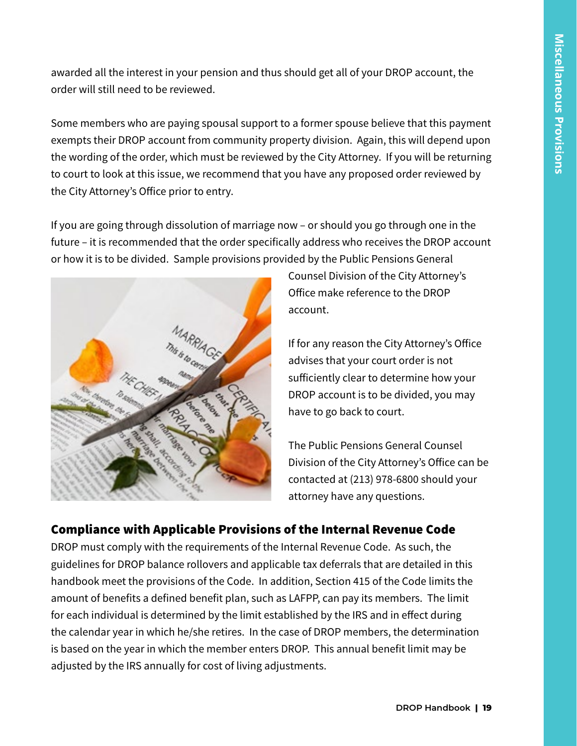awarded all the interest in your pension and thus should get all of your DROP account, the order will still need to be reviewed.

Some members who are paying spousal support to a former spouse believe that this payment exempts their DROP account from community property division. Again, this will depend upon the wording of the order, which must be reviewed by the City Attorney. If you will be returning to court to look at this issue, we recommend that you have any proposed order reviewed by the City Attorney's Office prior to entry.

If you are going through dissolution of marriage now – or should you go through one in the future – it is recommended that the order specifically address who receives the DROP account or how it is to be divided. Sample provisions provided by the Public Pensions General Counsel Division of the City Attorney's Office make reference to the DROP account.

If for any reason the City Attorney's Office advises that your court order is not sufficiently clear to determine how your DROP account is to be divided, you may have to go back to court.

The Public Pensions General Counsel Division of the City Attorney's Office can be contacted at (213) 978-6800 should your attorney have any questions.

## Compliance with Applicable Provisions of the Internal Revenue Code

DROP must comply with the requirements of the Internal Revenue Code. As such, the guidelines for DROP balance rollovers and applicable tax deferrals that are detailed in this handbook meet the provisions of the Code. In addition, Section 415 of the Code limits the amount of benefits a defined benefit plan, such as LAFPP, can pay its members. The limit for each individual is determined by the limit established by the IRS and in effect during the calendar year in which he/she retires. In the case of DROP members, the determination is based on the year in which the member enters DROP. This annual benefit limit may be adjusted by the IRS annually for cost of living adjustments.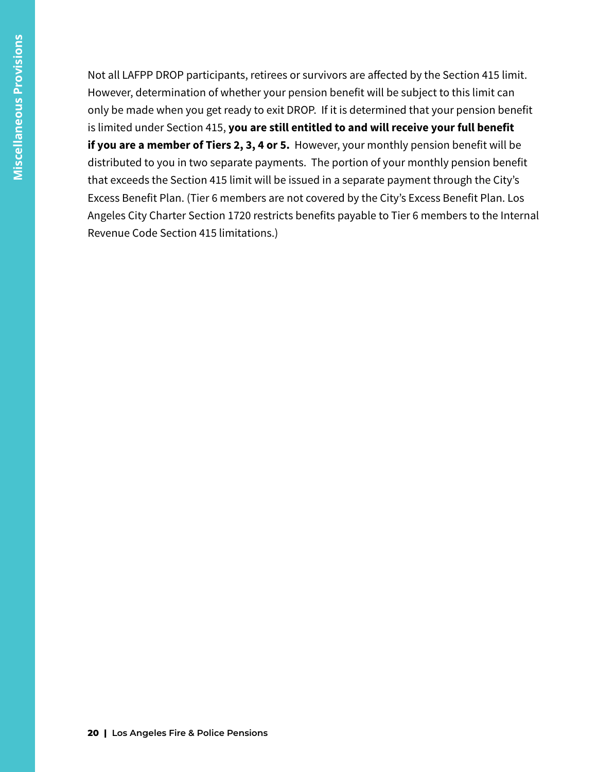Not all LAFPP DROP participants, retirees or survivors are affected by the Section 415 limit. However, determination of whether your pension benefit will be subject to this limit can only be made when you get ready to exit DROP. If it is determined that your pension benefit is limited under Section 415, **you are still entitled to and will receive your full benefit if you are a member of Tiers 2, 3, 4 or 5.** However, your monthly pension benefit will be distributed to you in two separate payments. The portion of your monthly pension benefit that exceeds the Section 415 limit will be issued in a separate payment through the City's Excess Benefit Plan. (Tier 6 members are not covered by the City's Excess Benefit Plan. Los Angeles City Charter Section 1720 restricts benefits payable to Tier 6 members to the Internal Revenue Code Section 415 limitations.)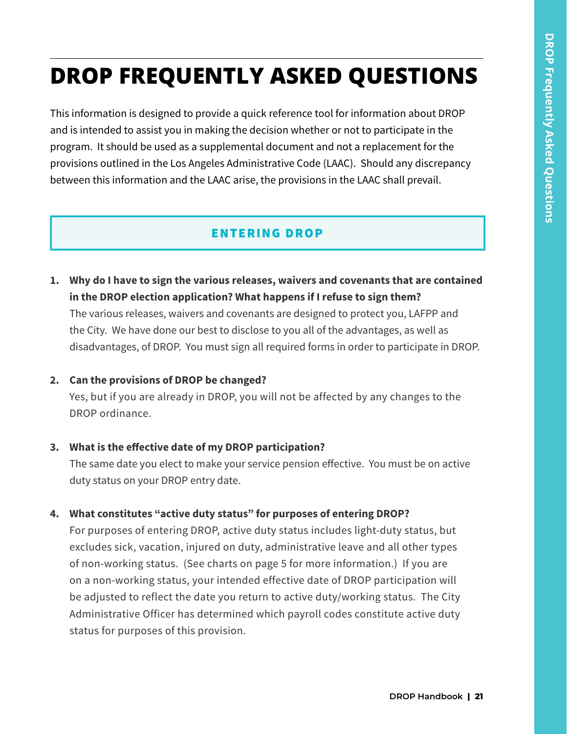# DROP FREQUENTLY ASKED QUESTIONS

This information is designed to provide a quick reference tool for information about DROP and is intended to assist you in making the decision whether or not to participate in the program. It should be used as a supplemental document and not a replacement for the provisions outlined in the Los Angeles Administrative Code (LAAC). Should any discrepancy between this information and the LAAC arise, the provisions in the LAAC shall prevail.

## ENTERING DROP

1. **Why do I have to sign the various releases, waivers and covenants that are contained in the DROP election application? What happens if I refuse to sign them?**
   The various releases, waivers and covenants are designed to protect you, LAFPP and the City. We have done our best to disclose to you all of the advantages, as well as disadvantages, of DROP. You must sign all required forms in order to participate in DROP.

2. **Can the provisions of DROP be changed?**
   Yes, but if you are already in DROP, you will not be affected by any changes to the DROP ordinance.

3. **What is the effective date of my DROP participation?**
   The same date you elect to make your service pension effective. You must be on active duty status on your DROP entry date.

4. **What constitutes "active duty status" for purposes of entering DROP?**
   For purposes of entering DROP, active duty status includes light-duty status, but excludes sick, vacation, injured on duty, administrative leave and all other types of non-working status. (See charts on page 5 for more information.) If you are on a non-working status, your intended effective date of DROP participation will be adjusted to reflect the date you return to active duty/working status. The City Administrative Officer has determined which payroll codes constitute active duty status for purposes of this provision.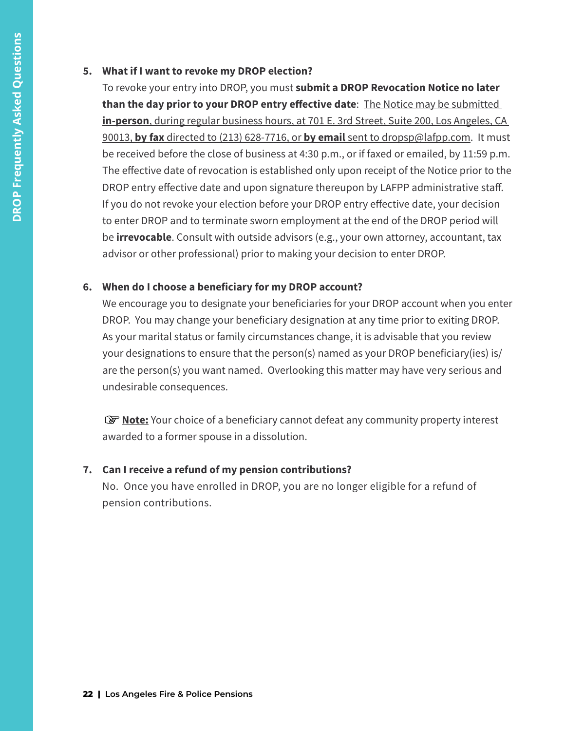5. **What if I want to revoke my DROP election?**

   To revoke your entry into DROP, you must **submit a DROP Revocation Notice no later than the day prior to your DROP entry effective date**: The Notice may be submitted **in-person**, during regular business hours, at 701 E. 3rd Street, Suite 200, Los Angeles, CA 90013, **by fax** directed to (213) 628-7716, or **by email** sent to dropsp@lafpp.com. It must be received before the close of business at 4:30 p.m., or if faxed or emailed, by 11:59 p.m. The effective date of revocation is established only upon receipt of the Notice prior to the DROP entry effective date and upon signature thereupon by LAFPP administrative staff. If you do not revoke your election before your DROP entry effective date, your decision to enter DROP and to terminate sworn employment at the end of the DROP period will be **irrevocable**. Consult with outside advisors (e.g., your own attorney, accountant, tax advisor or other professional) prior to making your decision to enter DROP.

6. **When do I choose a beneficiary for my DROP account?**

   We encourage you to designate your beneficiaries for your DROP account when you enter DROP. You may change your beneficiary designation at any time prior to exiting DROP. As your marital status or family circumstances change, it is advisable that you review your designations to ensure that the person(s) named as your DROP beneficiary(ies) is/are the person(s) you want named. Overlooking this matter may have very serious and undesirable consequences.

   ☞ **Note:** Your choice of a beneficiary cannot defeat any community property interest awarded to a former spouse in a dissolution.

7. **Can I receive a refund of my pension contributions?**

   No. Once you have enrolled in DROP, you are no longer eligible for a refund of pension contributions.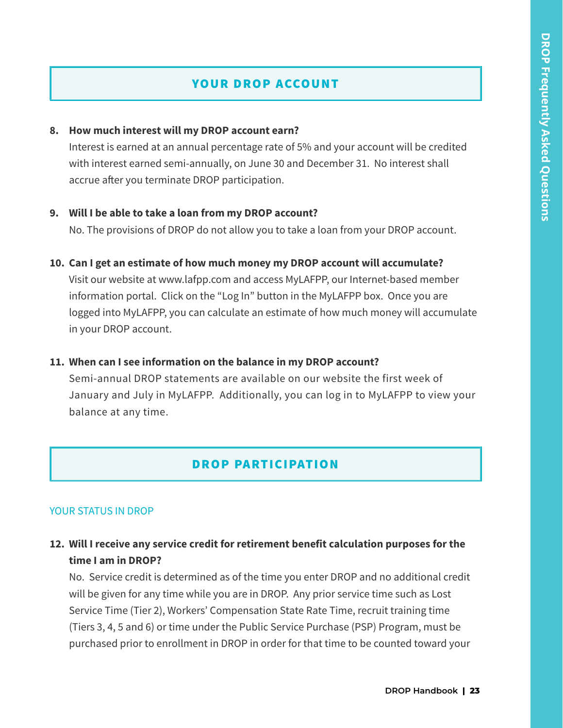## YOUR DROP ACCOUNT

**8. How much interest will my DROP account earn?**

Interest is earned at an annual percentage rate of 5% and your account will be credited with interest earned semi-annually, on June 30 and December 31. No interest shall accrue after you terminate DROP participation.

**9. Will I be able to take a loan from my DROP account?**

No. The provisions of DROP do not allow you to take a loan from your DROP account.

**10. Can I get an estimate of how much money my DROP account will accumulate?**

Visit our website at www.lafpp.com and access MyLAFPP, our Internet-based member information portal. Click on the "Log In" button in the MyLAFPP box. Once you are logged into MyLAFPP, you can calculate an estimate of how much money will accumulate in your DROP account.

**11. When can I see information on the balance in my DROP account?**

Semi-annual DROP statements are available on our website the first week of January and July in MyLAFPP. Additionally, you can log in to MyLAFPP to view your balance at any time.

## DROP PARTICIPATION

### YOUR STATUS IN DROP

**12. Will I receive any service credit for retirement benefit calculation purposes for the time I am in DROP?**

No. Service credit is determined as of the time you enter DROP and no additional credit will be given for any time while you are in DROP. Any prior service time such as Lost Service Time (Tier 2), Workers' Compensation State Rate Time, recruit training time (Tiers 3, 4, 5 and 6) or time under the Public Service Purchase (PSP) Program, must be purchased prior to enrollment in DROP in order for that time to be counted toward your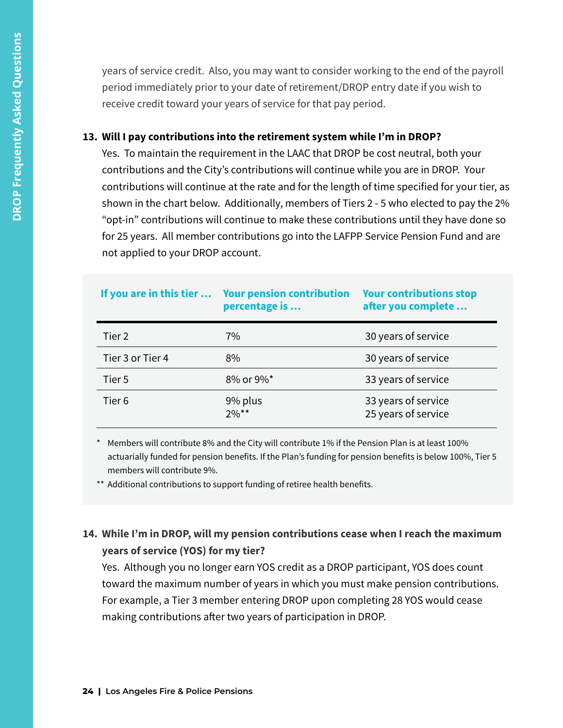years of service credit. Also, you may want to consider working to the end of the payroll period immediately prior to your date of retirement/DROP entry date if you wish to receive credit toward your years of service for that pay period.

**13. Will I pay contributions into the retirement system while I'm in DROP?**

Yes. To maintain the requirement in the LAAC that DROP be cost neutral, both your contributions and the City's contributions will continue while you are in DROP. Your contributions will continue at the rate and for the length of time specified for your tier, as shown in the chart below. Additionally, members of Tiers 2 - 5 who elected to pay the 2% "opt-in" contributions will continue to make these contributions until they have done so for 25 years. All member contributions go into the LAFPP Service Pension Fund and are not applied to your DROP account.

| If you are in this tier ... | Your pension contribution percentage is ... | Your contributions stop after you complete ... |
|---|---|---|
| Tier 2 | 7% | 30 years of service |
| Tier 3 or Tier 4 | 8% | 30 years of service |
| Tier 5 | 8% or 9%* | 33 years of service |
| Tier 6 | 9% plus<br>2%** | 33 years of service<br>25 years of service |

\* Members will contribute 8% and the City will contribute 1% if the Pension Plan is at least 100% actuarially funded for pension benefits. If the Plan's funding for pension benefits is below 100%, Tier 5 members will contribute 9%.

\** Additional contributions to support funding of retiree health benefits.

**14. While I'm in DROP, will my pension contributions cease when I reach the maximum years of service (YOS) for my tier?**

Yes. Although you no longer earn YOS credit as a DROP participant, YOS does count toward the maximum number of years in which you must make pension contributions. For example, a Tier 3 member entering DROP upon completing 28 YOS would cease making contributions after two years of participation in DROP.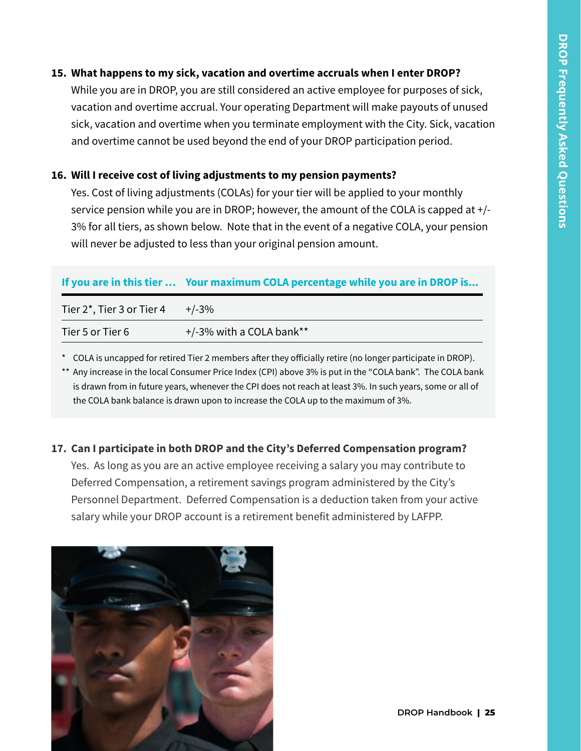**15. What happens to my sick, vacation and overtime accruals when I enter DROP?**

While you are in DROP, you are still considered an active employee for purposes of sick, vacation and overtime accrual. Your operating Department will make payouts of unused sick, vacation and overtime when you terminate employment with the City. Sick, vacation and overtime cannot be used beyond the end of your DROP participation period.

**16. Will I receive cost of living adjustments to my pension payments?**

Yes. Cost of living adjustments (COLAs) for your tier will be applied to your monthly service pension while you are in DROP; however, the amount of the COLA is capped at +/-3% for all tiers, as shown below. Note that in the event of a negative COLA, your pension will never be adjusted to less than your original pension amount.

| If you are in this tier … | Your maximum COLA percentage while you are in DROP is... |
|---|---|
| Tier 2*, Tier 3 or Tier 4 | +/-3% |
| Tier 5 or Tier 6 | +/-3% with a COLA bank** |

\* COLA is uncapped for retired Tier 2 members after they officially retire (no longer participate in DROP).

\*\* Any increase in the local Consumer Price Index (CPI) above 3% is put in the "COLA bank". The COLA bank is drawn from in future years, whenever the CPI does not reach at least 3%. In such years, some or all of the COLA bank balance is drawn upon to increase the COLA up to the maximum of 3%.

**17. Can I participate in both DROP and the City's Deferred Compensation program?**

Yes. As long as you are an active employee receiving a salary you may contribute to Deferred Compensation, a retirement savings program administered by the City's Personnel Department. Deferred Compensation is a deduction taken from your active salary while your DROP account is a retirement benefit administered by LAFPP.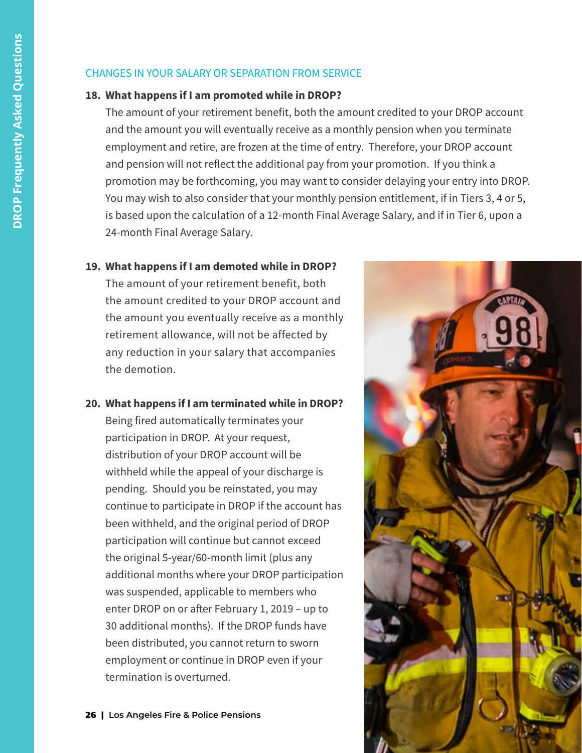## CHANGES IN YOUR SALARY OR SEPARATION FROM SERVICE

**18. What happens if I am promoted while in DROP?**

The amount of your retirement benefit, both the amount credited to your DROP account and the amount you will eventually receive as a monthly pension when you terminate employment and retire, are frozen at the time of entry. Therefore, your DROP account and pension will not reflect the additional pay from your promotion. If you think a promotion may be forthcoming, you may want to consider delaying your entry into DROP. You may wish to also consider that your monthly pension entitlement, if in Tiers 3, 4 or 5, is based upon the calculation of a 12-month Final Average Salary, and if in Tier 6, upon a 24-month Final Average Salary.

**19. What happens if I am demoted while in DROP?**

The amount of your retirement benefit, both the amount credited to your DROP account and the amount you eventually receive as a monthly retirement allowance, will not be affected by any reduction in your salary that accompanies the demotion.

**20. What happens if I am terminated while in DROP?**

Being fired automatically terminates your participation in DROP. At your request, distribution of your DROP account will be withheld while the appeal of your discharge is pending. Should you be reinstated, you may continue to participate in DROP if the account has been withheld, and the original period of DROP participation will continue but cannot exceed the original 5-year/60-month limit (plus any additional months where your DROP participation was suspended, applicable to members who enter DROP on or after February 1, 2019 – up to 30 additional months). If the DROP funds have been distributed, you cannot return to sworn employment or continue in DROP even if your termination is overturned.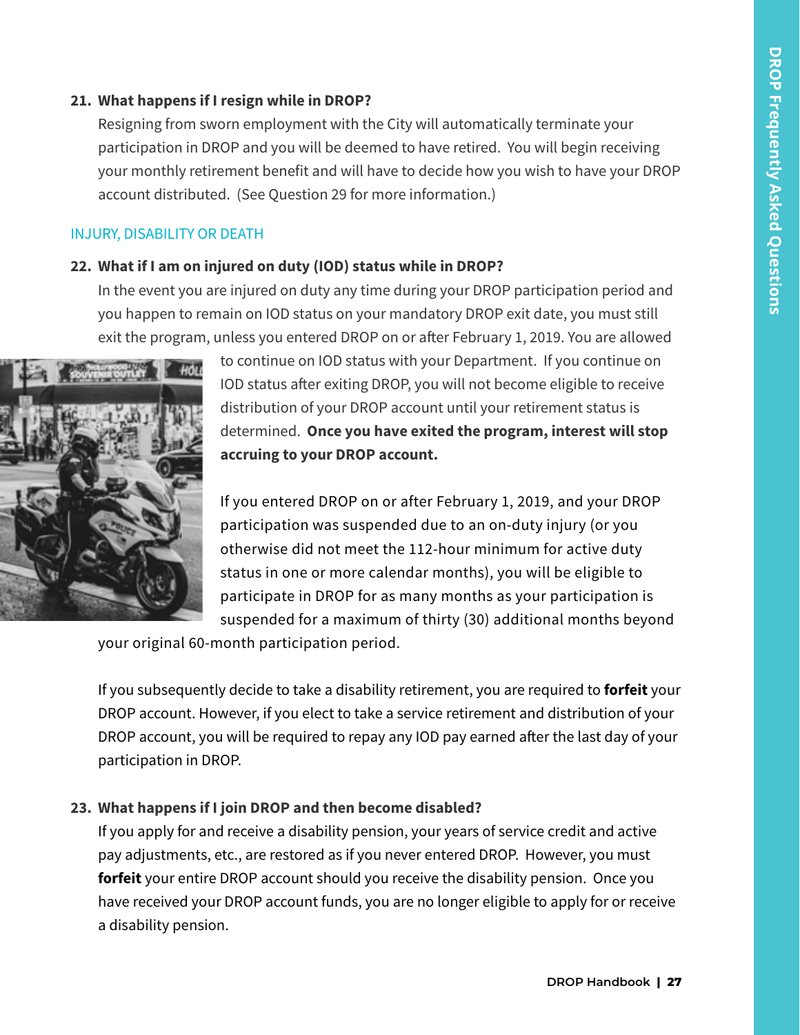**21. What happens if I resign while in DROP?**

Resigning from sworn employment with the City will automatically terminate your participation in DROP and you will be deemed to have retired. You will begin receiving your monthly retirement benefit and will have to decide how you wish to have your DROP account distributed. (See Question 29 for more information.)

## INJURY, DISABILITY OR DEATH

**22. What if I am on injured on duty (IOD) status while in DROP?**

In the event you are injured on duty any time during your DROP participation period and you happen to remain on IOD status on your mandatory DROP exit date, you must still exit the program, unless you entered DROP on or after February 1, 2019. You are allowed to continue on IOD status with your Department. If you continue on IOD status after exiting DROP, you will not become eligible to receive distribution of your DROP account until your retirement status is determined. **Once you have exited the program, interest will stop accruing to your DROP account.**

If you entered DROP on or after February 1, 2019, and your DROP participation was suspended due to an on-duty injury (or you otherwise did not meet the 112-hour minimum for active duty status in one or more calendar months), you will be eligible to participate in DROP for as many months as your participation is suspended for a maximum of thirty (30) additional months beyond your original 60-month participation period.

If you subsequently decide to take a disability retirement, you are required to **forfeit** your DROP account. However, if you elect to take a service retirement and distribution of your DROP account, you will be required to repay any IOD pay earned after the last day of your participation in DROP.

**23. What happens if I join DROP and then become disabled?**

If you apply for and receive a disability pension, your years of service credit and active pay adjustments, etc., are restored as if you never entered DROP. However, you must **forfeit** your entire DROP account should you receive the disability pension. Once you have received your DROP account funds, you are no longer eligible to apply for or receive a disability pension.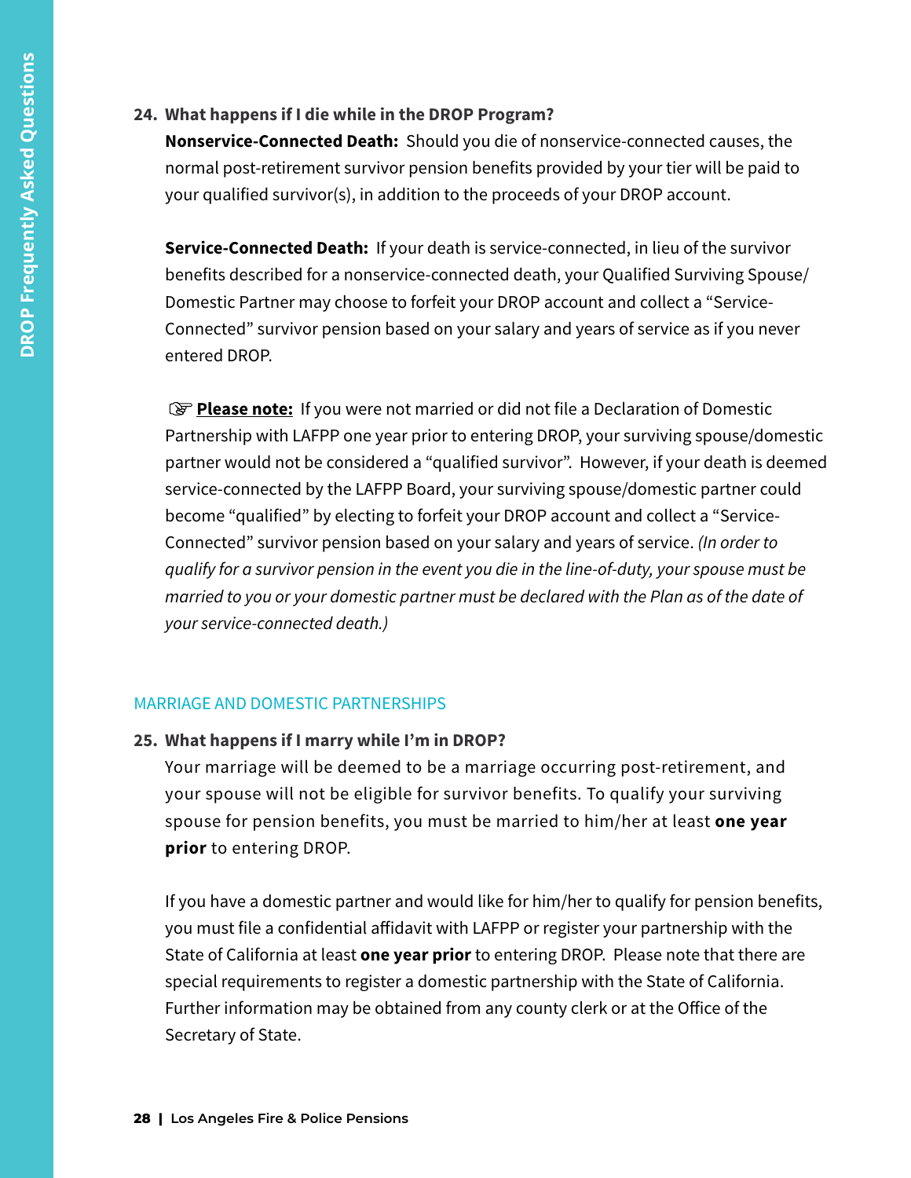**24. What happens if I die while in the DROP Program?**

**Nonservice-Connected Death:** Should you die of nonservice-connected causes, the normal post-retirement survivor pension benefits provided by your tier will be paid to your qualified survivor(s), in addition to the proceeds of your DROP account.

**Service-Connected Death:** If your death is service-connected, in lieu of the survivor benefits described for a nonservice-connected death, your Qualified Surviving Spouse/Domestic Partner may choose to forfeit your DROP account and collect a "Service-Connected" survivor pension based on your salary and years of service as if you never entered DROP.

☞ **Please note:** If you were not married or did not file a Declaration of Domestic Partnership with LAFPP one year prior to entering DROP, your surviving spouse/domestic partner would not be considered a "qualified survivor". However, if your death is deemed service-connected by the LAFPP Board, your surviving spouse/domestic partner could become "qualified" by electing to forfeit your DROP account and collect a "Service-Connected" survivor pension based on your salary and years of service. *(In order to qualify for a survivor pension in the event you die in the line-of-duty, your spouse must be married to you or your domestic partner must be declared with the Plan as of the date of your service-connected death.)*

## MARRIAGE AND DOMESTIC PARTNERSHIPS

**25. What happens if I marry while I'm in DROP?**

Your marriage will be deemed to be a marriage occurring post-retirement, and your spouse will not be eligible for survivor benefits. To qualify your surviving spouse for pension benefits, you must be married to him/her at least **one year prior** to entering DROP.

If you have a domestic partner and would like for him/her to qualify for pension benefits, you must file a confidential affidavit with LAFPP or register your partnership with the State of California at least **one year prior** to entering DROP. Please note that there are special requirements to register a domestic partnership with the State of California. Further information may be obtained from any county clerk or at the Office of the Secretary of State.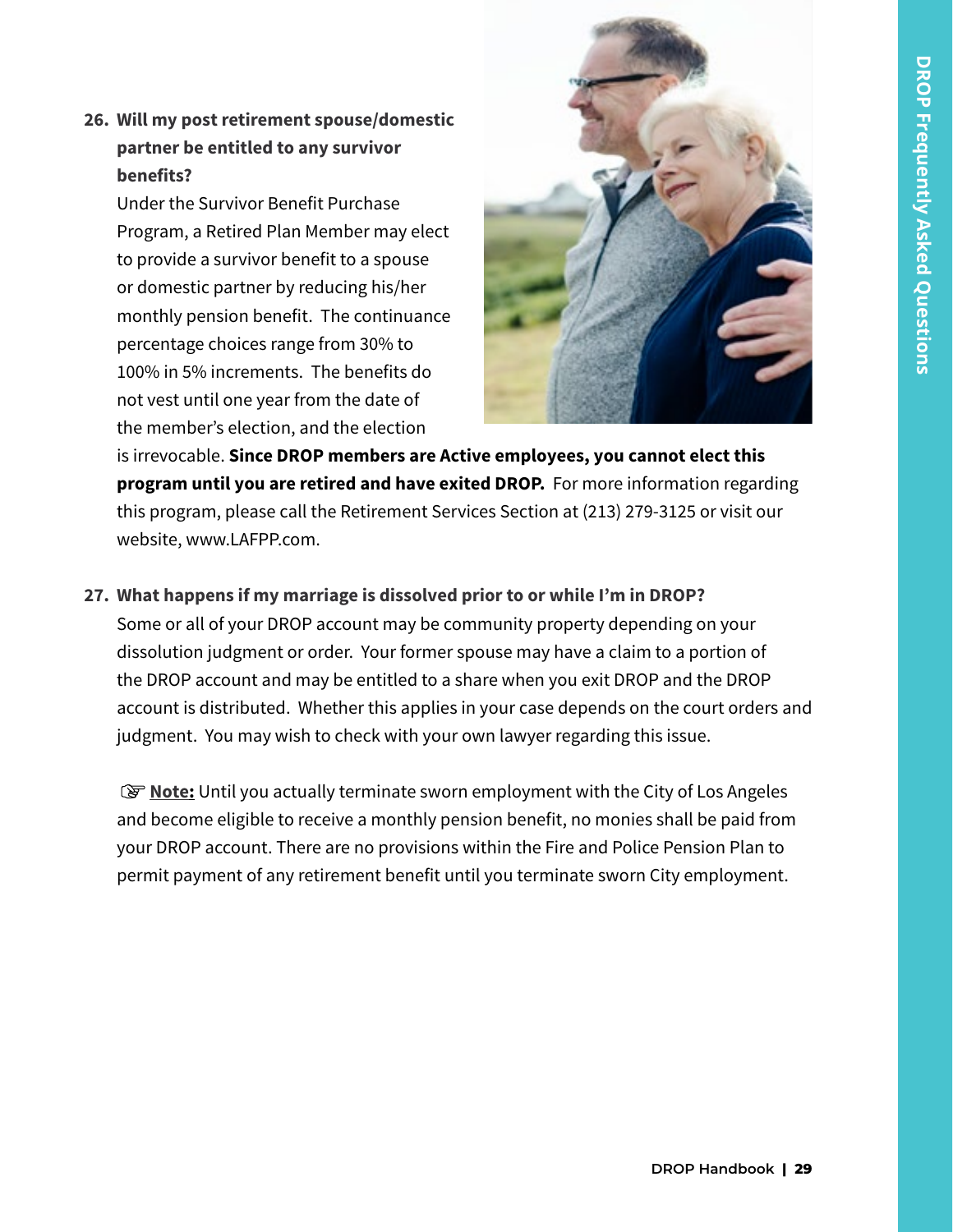**26. Will my post retirement spouse/domestic partner be entitled to any survivor benefits?**

Under the Survivor Benefit Purchase Program, a Retired Plan Member may elect to provide a survivor benefit to a spouse or domestic partner by reducing his/her monthly pension benefit. The continuance percentage choices range from 30% to 100% in 5% increments. The benefits do not vest until one year from the date of the member's election, and the election is irrevocable. **Since DROP members are Active employees, you cannot elect this program until you are retired and have exited DROP.** For more information regarding this program, please call the Retirement Services Section at (213) 279-3125 or visit our website, www.LAFPP.com.

**27. What happens if my marriage is dissolved prior to or while I'm in DROP?**

Some or all of your DROP account may be community property depending on your dissolution judgment or order. Your former spouse may have a claim to a portion of the DROP account and may be entitled to a share when you exit DROP and the DROP account is distributed. Whether this applies in your case depends on the court orders and judgment. You may wish to check with your own lawyer regarding this issue.

☞ **Note:** Until you actually terminate sworn employment with the City of Los Angeles and become eligible to receive a monthly pension benefit, no monies shall be paid from your DROP account. There are no provisions within the Fire and Police Pension Plan to permit payment of any retirement benefit until you terminate sworn City employment.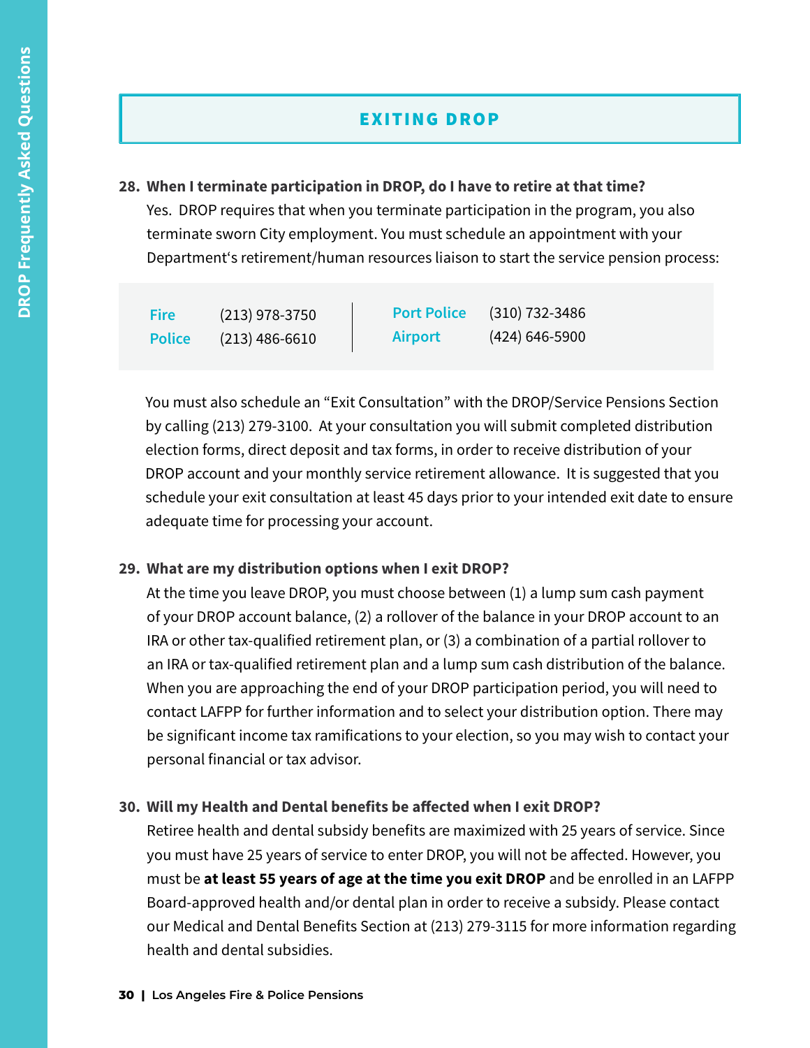## EXITING DROP

**28. When I terminate participation in DROP, do I have to retire at that time?**

Yes. DROP requires that when you terminate participation in the program, you also terminate sworn City employment. You must schedule an appointment with your Department's retirement/human resources liaison to start the service pension process:

| | | | |
|---|---|---|---|
| Fire | (213) 978-3750 | Port Police | (310) 732-3486 |
| Police | (213) 486-6610 | Airport | (424) 646-5900 |

You must also schedule an "Exit Consultation" with the DROP/Service Pensions Section by calling (213) 279-3100. At your consultation you will submit completed distribution election forms, direct deposit and tax forms, in order to receive distribution of your DROP account and your monthly service retirement allowance. It is suggested that you schedule your exit consultation at least 45 days prior to your intended exit date to ensure adequate time for processing your account.

**29. What are my distribution options when I exit DROP?**

At the time you leave DROP, you must choose between (1) a lump sum cash payment of your DROP account balance, (2) a rollover of the balance in your DROP account to an IRA or other tax-qualified retirement plan, or (3) a combination of a partial rollover to an IRA or tax-qualified retirement plan and a lump sum cash distribution of the balance. When you are approaching the end of your DROP participation period, you will need to contact LAFPP for further information and to select your distribution option. There may be significant income tax ramifications to your election, so you may wish to contact your personal financial or tax advisor.

**30. Will my Health and Dental benefits be affected when I exit DROP?**

Retiree health and dental subsidy benefits are maximized with 25 years of service. Since you must have 25 years of service to enter DROP, you will not be affected. However, you must be **at least 55 years of age at the time you exit DROP** and be enrolled in an LAFPP Board-approved health and/or dental plan in order to receive a subsidy. Please contact our Medical and Dental Benefits Section at (213) 279-3115 for more information regarding health and dental subsidies.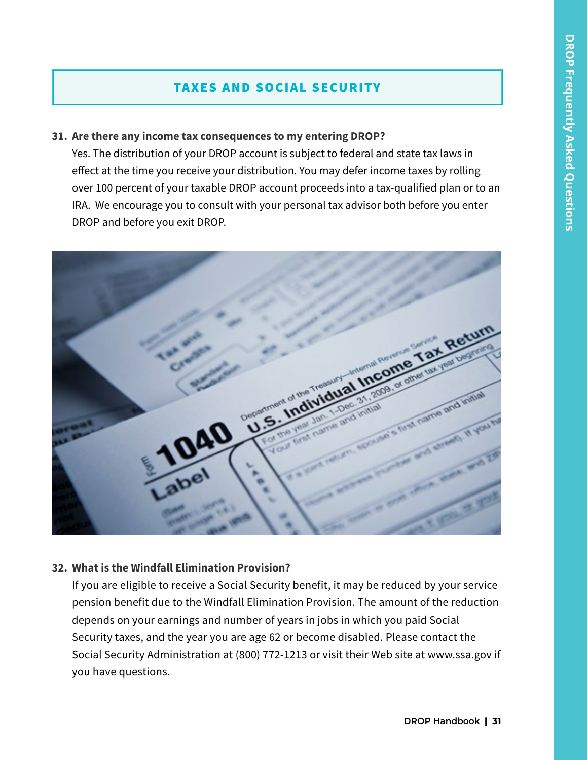## TAXES AND SOCIAL SECURITY

**31. Are there any income tax consequences to my entering DROP?**

Yes. The distribution of your DROP account is subject to federal and state tax laws in effect at the time you receive your distribution. You may defer income taxes by rolling over 100 percent of your taxable DROP account proceeds into a tax-qualified plan or to an IRA. We encourage you to consult with your personal tax advisor both before you enter DROP and before you exit DROP.

**32. What is the Windfall Elimination Provision?**

If you are eligible to receive a Social Security benefit, it may be reduced by your service pension benefit due to the Windfall Elimination Provision. The amount of the reduction depends on your earnings and number of years in jobs in which you paid Social Security taxes, and the year you are age 62 or become disabled. Please contact the Social Security Administration at (800) 772-1213 or visit their Web site at www.ssa.gov if you have questions.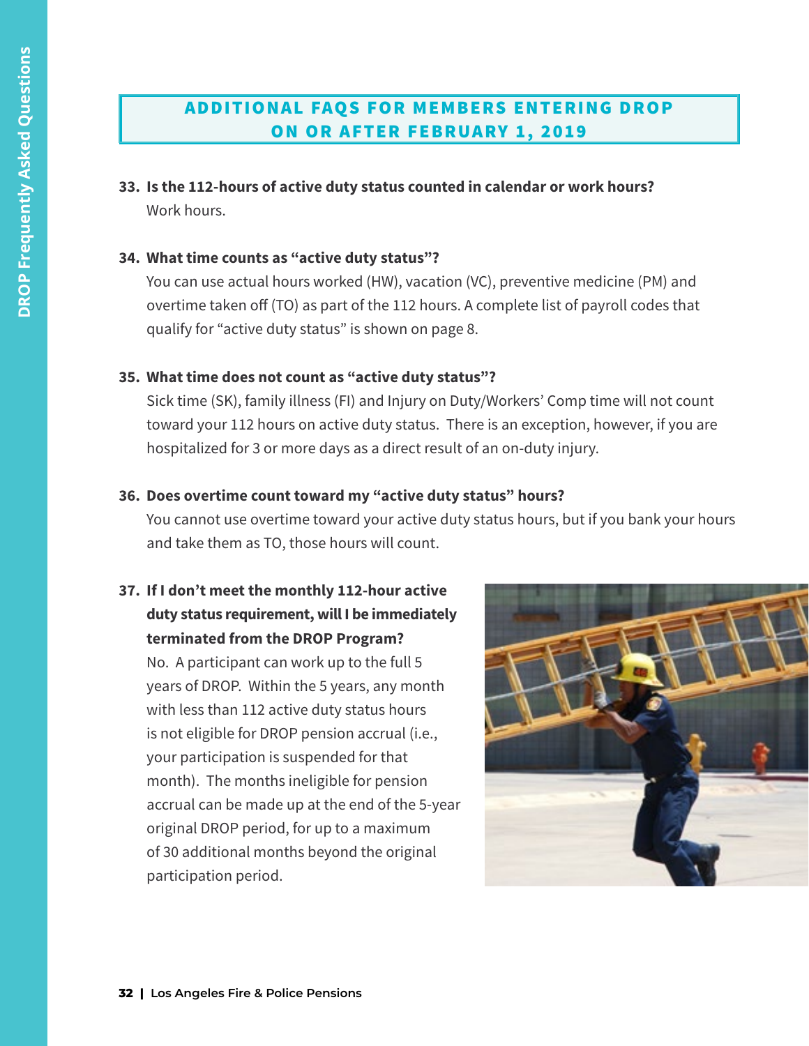## ADDITIONAL FAQS FOR MEMBERS ENTERING DROP ON OR AFTER FEBRUARY 1, 2019

**33. Is the 112-hours of active duty status counted in calendar or work hours?**
Work hours.

**34. What time counts as "active duty status"?**
You can use actual hours worked (HW), vacation (VC), preventive medicine (PM) and overtime taken off (TO) as part of the 112 hours. A complete list of payroll codes that qualify for "active duty status" is shown on page 8.

**35. What time does not count as "active duty status"?**
Sick time (SK), family illness (FI) and Injury on Duty/Workers' Comp time will not count toward your 112 hours on active duty status. There is an exception, however, if you are hospitalized for 3 or more days as a direct result of an on-duty injury.

**36. Does overtime count toward my "active duty status" hours?**
You cannot use overtime toward your active duty status hours, but if you bank your hours and take them as TO, those hours will count.

**37. If I don't meet the monthly 112-hour active duty status requirement, will I be immediately terminated from the DROP Program?**
No. A participant can work up to the full 5 years of DROP. Within the 5 years, any month with less than 112 active duty status hours is not eligible for DROP pension accrual (i.e., your participation is suspended for that month). The months ineligible for pension accrual can be made up at the end of the 5-year original DROP period, for up to a maximum of 30 additional months beyond the original participation period.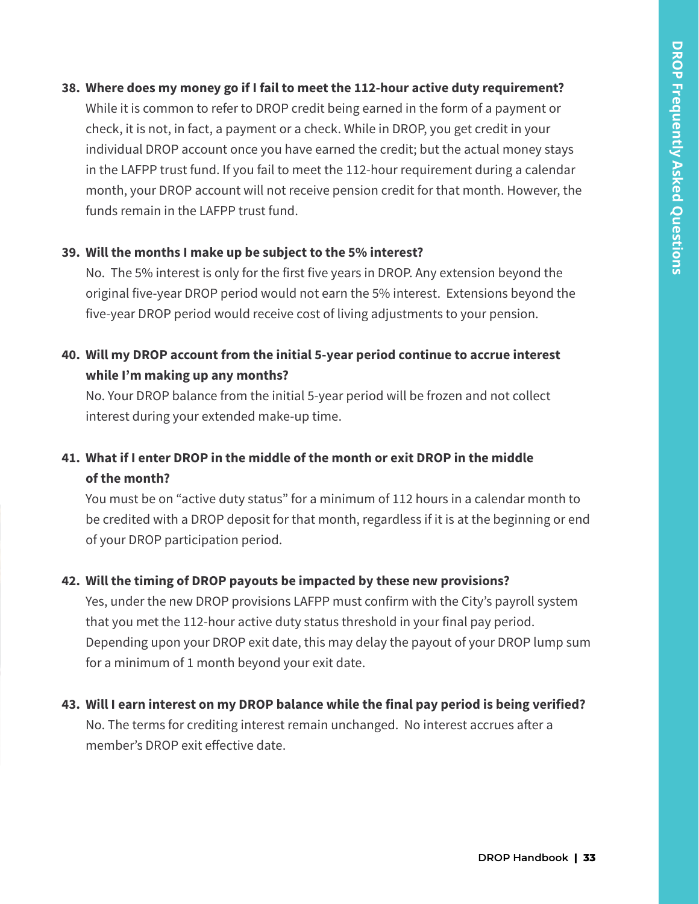**38. Where does my money go if I fail to meet the 112-hour active duty requirement?**

While it is common to refer to DROP credit being earned in the form of a payment or check, it is not, in fact, a payment or a check. While in DROP, you get credit in your individual DROP account once you have earned the credit; but the actual money stays in the LAFPP trust fund. If you fail to meet the 112-hour requirement during a calendar month, your DROP account will not receive pension credit for that month. However, the funds remain in the LAFPP trust fund.

**39. Will the months I make up be subject to the 5% interest?**

No. The 5% interest is only for the first five years in DROP. Any extension beyond the original five-year DROP period would not earn the 5% interest. Extensions beyond the five-year DROP period would receive cost of living adjustments to your pension.

**40. Will my DROP account from the initial 5-year period continue to accrue interest while I'm making up any months?**

No. Your DROP balance from the initial 5-year period will be frozen and not collect interest during your extended make-up time.

**41. What if I enter DROP in the middle of the month or exit DROP in the middle of the month?**

You must be on "active duty status" for a minimum of 112 hours in a calendar month to be credited with a DROP deposit for that month, regardless if it is at the beginning or end of your DROP participation period.

**42. Will the timing of DROP payouts be impacted by these new provisions?**

Yes, under the new DROP provisions LAFPP must confirm with the City's payroll system that you met the 112-hour active duty status threshold in your final pay period. Depending upon your DROP exit date, this may delay the payout of your DROP lump sum for a minimum of 1 month beyond your exit date.

**43. Will I earn interest on my DROP balance while the final pay period is being verified?**

No. The terms for crediting interest remain unchanged. No interest accrues after a member's DROP exit effective date.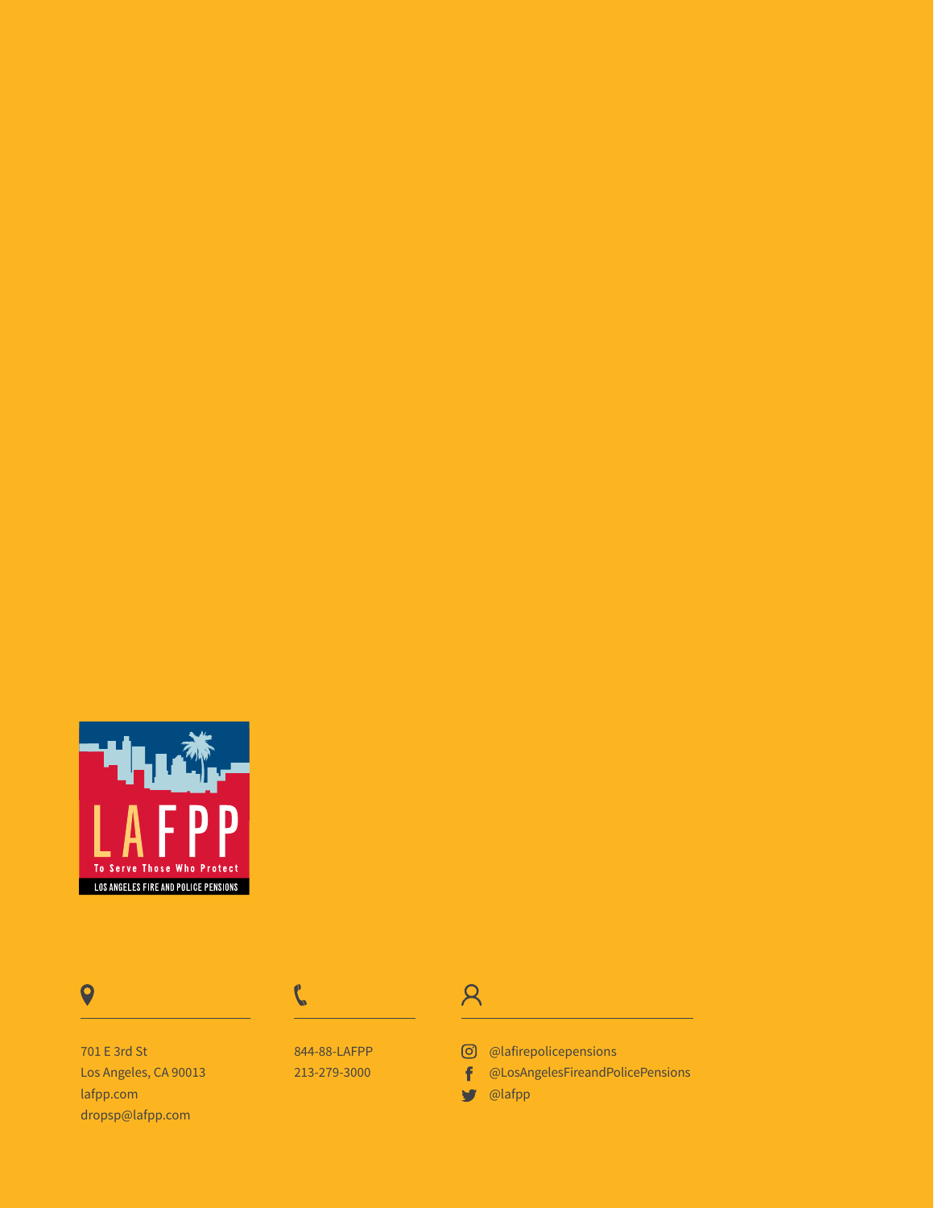LAFPP

To Serve Those Who Protect

LOS ANGELES FIRE AND POLICE PENSIONS

701 E 3rd St
Los Angeles, CA 90013
lafpp.com
dropsp@lafpp.com

844-88-LAFPP
213-279-3000

@lafirepolicepensions
@LosAngelesFireandPolicePensions
@lafpp